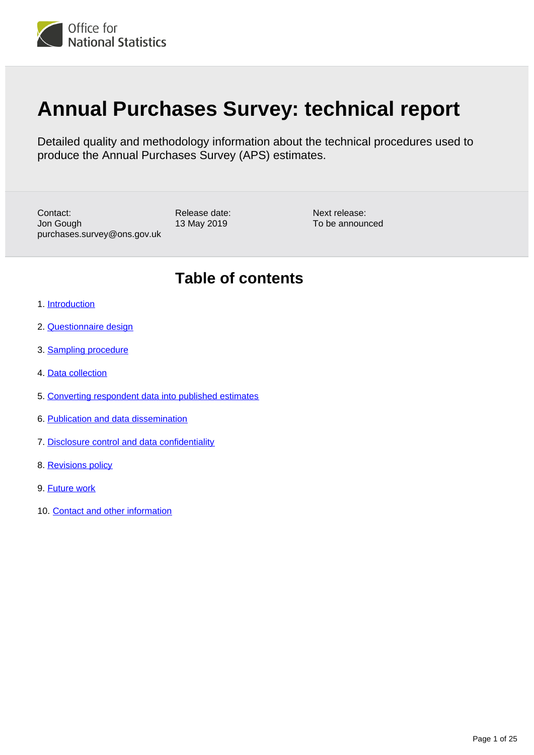Office for National Statistics

# Annual Purchases Survey: technical report

Detailed quality and methodology information about the technical procedures used to produce the Annual Purchases Survey (APS) estimates.

Contact:
Jon Gough
purchases.survey@ons.gov.uk

Release date:
13 May 2019

Next release:
To be announced

## Table of contents

1. Introduction
2. Questionnaire design
3. Sampling procedure
4. Data collection
5. Converting respondent data into published estimates
6. Publication and data dissemination
7. Disclosure control and data confidentiality
8. Revisions policy
9. Future work
10. Contact and other information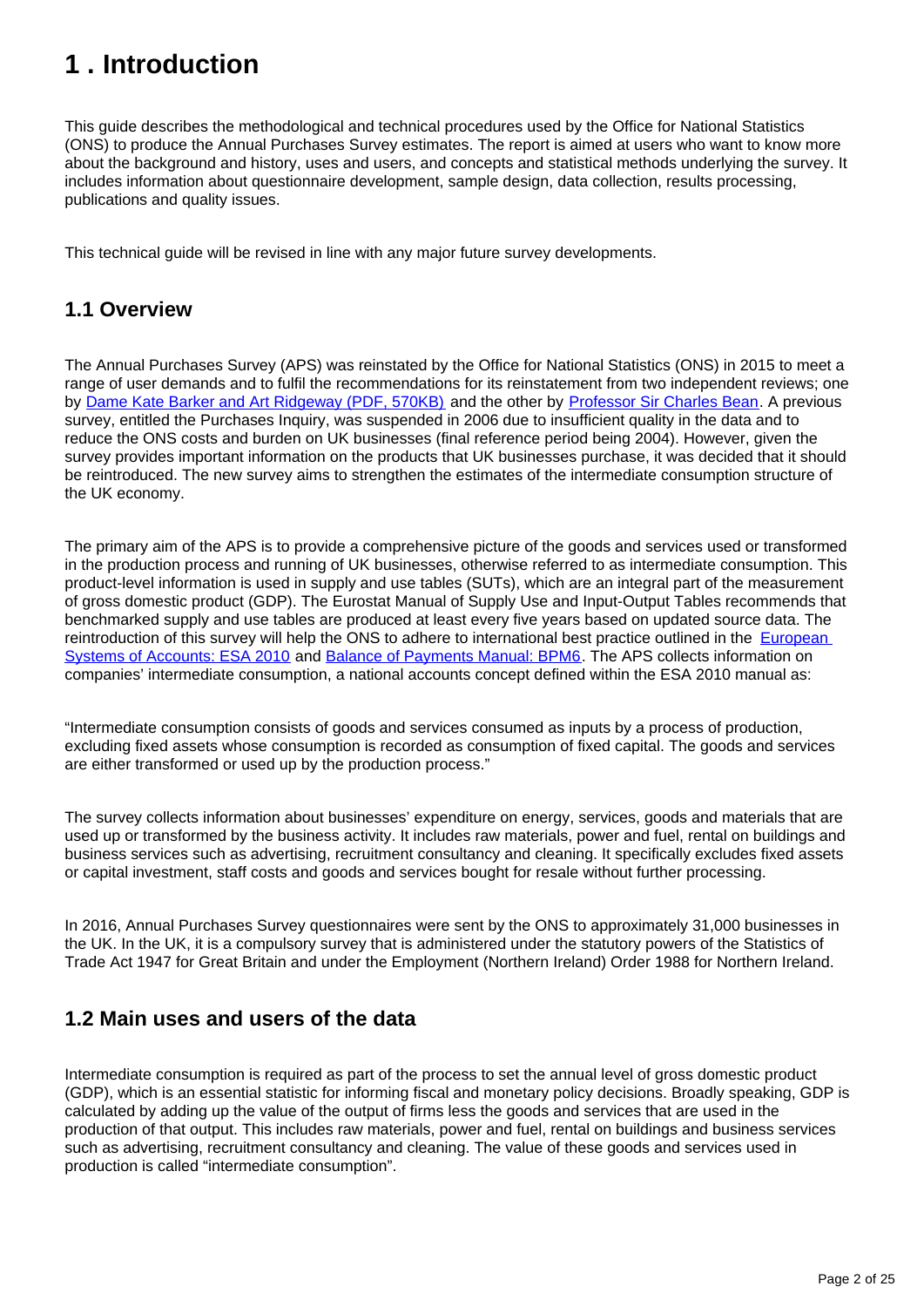# 1 . Introduction

This guide describes the methodological and technical procedures used by the Office for National Statistics (ONS) to produce the Annual Purchases Survey estimates. The report is aimed at users who want to know more about the background and history, uses and users, and concepts and statistical methods underlying the survey. It includes information about questionnaire development, sample design, data collection, results processing, publications and quality issues.

This technical guide will be revised in line with any major future survey developments.

## 1.1 Overview

The Annual Purchases Survey (APS) was reinstated by the Office for National Statistics (ONS) in 2015 to meet a range of user demands and to fulfil the recommendations for its reinstatement from two independent reviews; one by Dame Kate Barker and Art Ridgeway (PDF, 570KB) and the other by Professor Sir Charles Bean. A previous survey, entitled the Purchases Inquiry, was suspended in 2006 due to insufficient quality in the data and to reduce the ONS costs and burden on UK businesses (final reference period being 2004). However, given the survey provides important information on the products that UK businesses purchase, it was decided that it should be reintroduced. The new survey aims to strengthen the estimates of the intermediate consumption structure of the UK economy.

The primary aim of the APS is to provide a comprehensive picture of the goods and services used or transformed in the production process and running of UK businesses, otherwise referred to as intermediate consumption. This product-level information is used in supply and use tables (SUTs), which are an integral part of the measurement of gross domestic product (GDP). The Eurostat Manual of Supply Use and Input-Output Tables recommends that benchmarked supply and use tables are produced at least every five years based on updated source data. The reintroduction of this survey will help the ONS to adhere to international best practice outlined in the European Systems of Accounts: ESA 2010 and Balance of Payments Manual: BPM6. The APS collects information on companies' intermediate consumption, a national accounts concept defined within the ESA 2010 manual as:

"Intermediate consumption consists of goods and services consumed as inputs by a process of production, excluding fixed assets whose consumption is recorded as consumption of fixed capital. The goods and services are either transformed or used up by the production process."

The survey collects information about businesses' expenditure on energy, services, goods and materials that are used up or transformed by the business activity. It includes raw materials, power and fuel, rental on buildings and business services such as advertising, recruitment consultancy and cleaning. It specifically excludes fixed assets or capital investment, staff costs and goods and services bought for resale without further processing.

In 2016, Annual Purchases Survey questionnaires were sent by the ONS to approximately 31,000 businesses in the UK. In the UK, it is a compulsory survey that is administered under the statutory powers of the Statistics of Trade Act 1947 for Great Britain and under the Employment (Northern Ireland) Order 1988 for Northern Ireland.

## 1.2 Main uses and users of the data

Intermediate consumption is required as part of the process to set the annual level of gross domestic product (GDP), which is an essential statistic for informing fiscal and monetary policy decisions. Broadly speaking, GDP is calculated by adding up the value of the output of firms less the goods and services that are used in the production of that output. This includes raw materials, power and fuel, rental on buildings and business services such as advertising, recruitment consultancy and cleaning. The value of these goods and services used in production is called "intermediate consumption".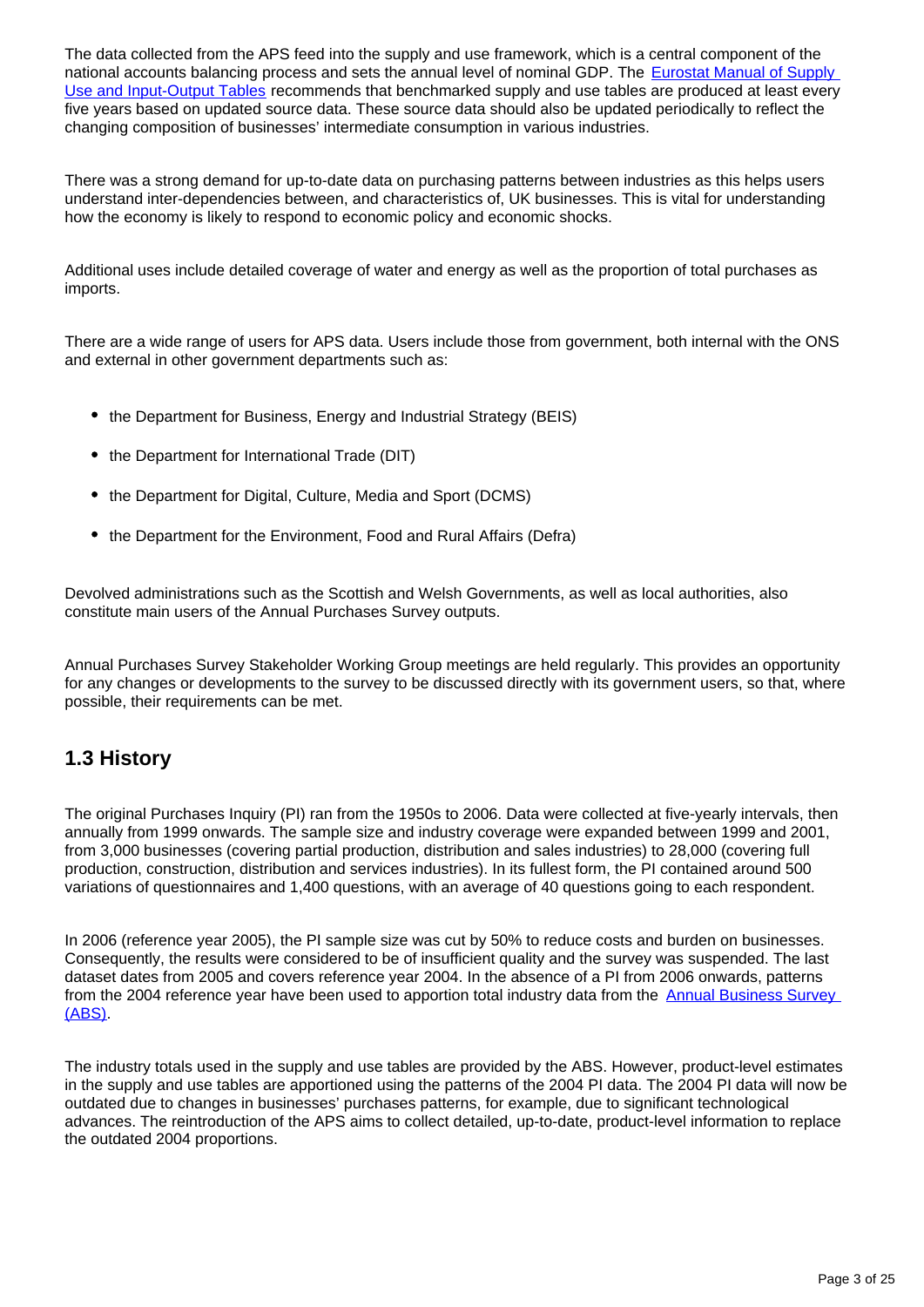The data collected from the APS feed into the supply and use framework, which is a central component of the national accounts balancing process and sets the annual level of nominal GDP. The [Eurostat Manual of Supply Use and Input-Output Tables](#) recommends that benchmarked supply and use tables are produced at least every five years based on updated source data. These source data should also be updated periodically to reflect the changing composition of businesses' intermediate consumption in various industries.

There was a strong demand for up-to-date data on purchasing patterns between industries as this helps users understand inter-dependencies between, and characteristics of, UK businesses. This is vital for understanding how the economy is likely to respond to economic policy and economic shocks.

Additional uses include detailed coverage of water and energy as well as the proportion of total purchases as imports.

There are a wide range of users for APS data. Users include those from government, both internal with the ONS and external in other government departments such as:

- the Department for Business, Energy and Industrial Strategy (BEIS)
- the Department for International Trade (DIT)
- the Department for Digital, Culture, Media and Sport (DCMS)
- the Department for the Environment, Food and Rural Affairs (Defra)

Devolved administrations such as the Scottish and Welsh Governments, as well as local authorities, also constitute main users of the Annual Purchases Survey outputs.

Annual Purchases Survey Stakeholder Working Group meetings are held regularly. This provides an opportunity for any changes or developments to the survey to be discussed directly with its government users, so that, where possible, their requirements can be met.

## 1.3 History

The original Purchases Inquiry (PI) ran from the 1950s to 2006. Data were collected at five-yearly intervals, then annually from 1999 onwards. The sample size and industry coverage were expanded between 1999 and 2001, from 3,000 businesses (covering partial production, distribution and sales industries) to 28,000 (covering full production, construction, distribution and services industries). In its fullest form, the PI contained around 500 variations of questionnaires and 1,400 questions, with an average of 40 questions going to each respondent.

In 2006 (reference year 2005), the PI sample size was cut by 50% to reduce costs and burden on businesses. Consequently, the results were considered to be of insufficient quality and the survey was suspended. The last dataset dates from 2005 and covers reference year 2004. In the absence of a PI from 2006 onwards, patterns from the 2004 reference year have been used to apportion total industry data from the [Annual Business Survey (ABS)](#).

The industry totals used in the supply and use tables are provided by the ABS. However, product-level estimates in the supply and use tables are apportioned using the patterns of the 2004 PI data. The 2004 PI data will now be outdated due to changes in businesses' purchases patterns, for example, due to significant technological advances. The reintroduction of the APS aims to collect detailed, up-to-date, product-level information to replace the outdated 2004 proportions.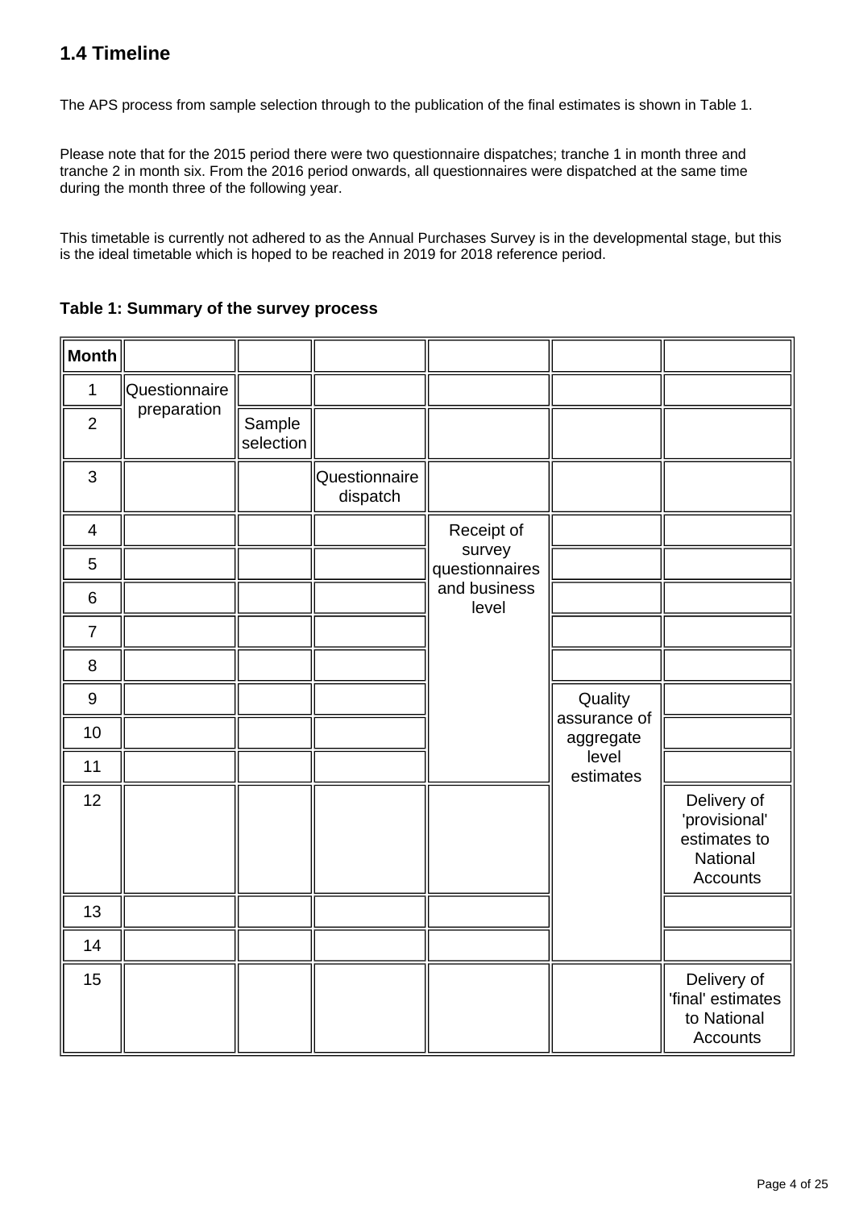## 1.4 Timeline

The APS process from sample selection through to the publication of the final estimates is shown in Table 1.

Please note that for the 2015 period there were two questionnaire dispatches; tranche 1 in month three and tranche 2 in month six. From the 2016 period onwards, all questionnaires were dispatched at the same time during the month three of the following year.

This timetable is currently not adhered to as the Annual Purchases Survey is in the developmental stage, but this is the ideal timetable which is hoped to be reached in 2019 for 2018 reference period.

**Table 1: Summary of the survey process**

| Month | | | | | | |
|---|---|---|---|---|---|---|
| 1 | Questionnaire preparation | | | | | |
| 2 | | Sample selection | | | | |
| 3 | | | Questionnaire dispatch | | | |
| 4 | | | | Receipt of survey questionnaires and business level | | |
| 5 | | | | | | |
| 6 | | | | | | |
| 7 | | | | | | |
| 8 | | | | | | |
| 9 | | | | | Quality assurance of aggregate level estimates | |
| 10 | | | | | | |
| 11 | | | | | | |
| 12 | | | | | | Delivery of 'provisional' estimates to National Accounts |
| 13 | | | | | | |
| 14 | | | | | | |
| 15 | | | | | | Delivery of 'final' estimates to National Accounts |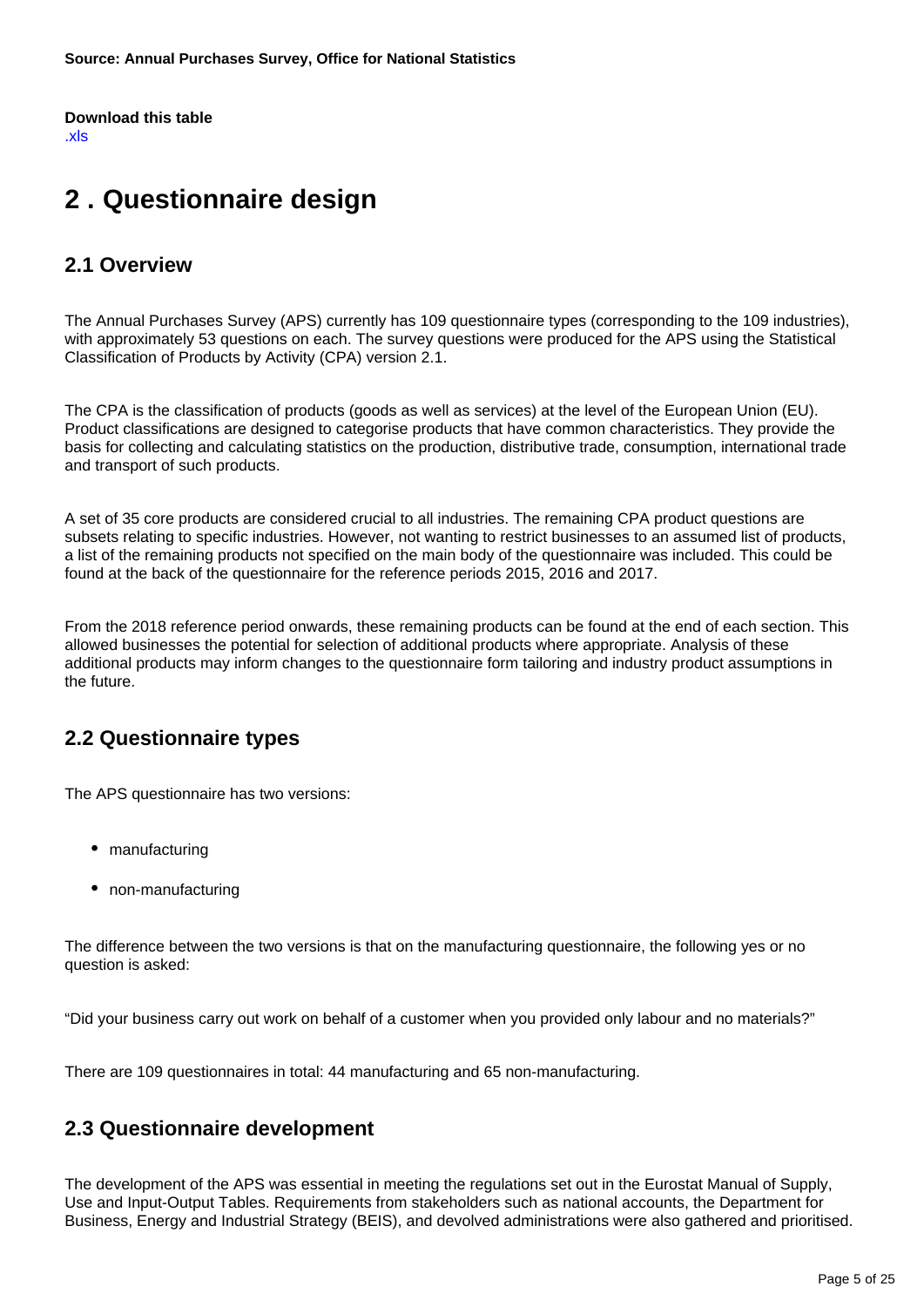**Source: Annual Purchases Survey, Office for National Statistics**

**Download this table**
.xls

# 2 . Questionnaire design

## 2.1 Overview

The Annual Purchases Survey (APS) currently has 109 questionnaire types (corresponding to the 109 industries), with approximately 53 questions on each. The survey questions were produced for the APS using the Statistical Classification of Products by Activity (CPA) version 2.1.

The CPA is the classification of products (goods as well as services) at the level of the European Union (EU). Product classifications are designed to categorise products that have common characteristics. They provide the basis for collecting and calculating statistics on the production, distributive trade, consumption, international trade and transport of such products.

A set of 35 core products are considered crucial to all industries. The remaining CPA product questions are subsets relating to specific industries. However, not wanting to restrict businesses to an assumed list of products, a list of the remaining products not specified on the main body of the questionnaire was included. This could be found at the back of the questionnaire for the reference periods 2015, 2016 and 2017.

From the 2018 reference period onwards, these remaining products can be found at the end of each section. This allowed businesses the potential for selection of additional products where appropriate. Analysis of these additional products may inform changes to the questionnaire form tailoring and industry product assumptions in the future.

## 2.2 Questionnaire types

The APS questionnaire has two versions:

- manufacturing
- non-manufacturing

The difference between the two versions is that on the manufacturing questionnaire, the following yes or no question is asked:

“Did your business carry out work on behalf of a customer when you provided only labour and no materials?”

There are 109 questionnaires in total: 44 manufacturing and 65 non-manufacturing.

## 2.3 Questionnaire development

The development of the APS was essential in meeting the regulations set out in the Eurostat Manual of Supply, Use and Input-Output Tables. Requirements from stakeholders such as national accounts, the Department for Business, Energy and Industrial Strategy (BEIS), and devolved administrations were also gathered and prioritised.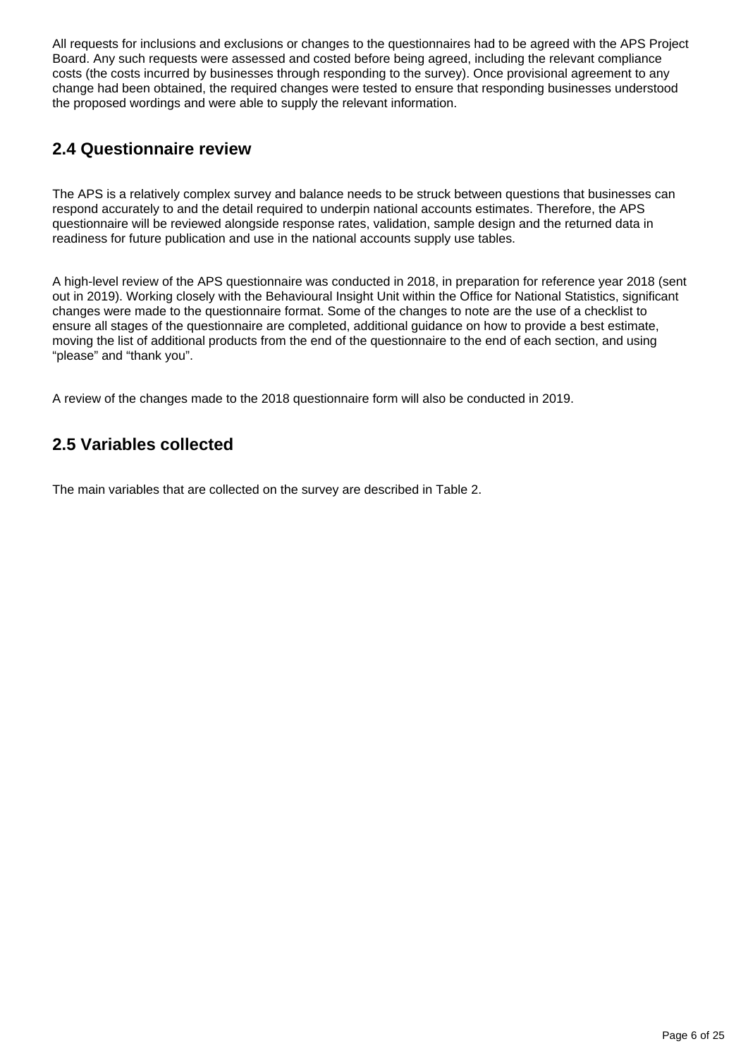All requests for inclusions and exclusions or changes to the questionnaires had to be agreed with the APS Project Board. Any such requests were assessed and costed before being agreed, including the relevant compliance costs (the costs incurred by businesses through responding to the survey). Once provisional agreement to any change had been obtained, the required changes were tested to ensure that responding businesses understood the proposed wordings and were able to supply the relevant information.

## 2.4 Questionnaire review

The APS is a relatively complex survey and balance needs to be struck between questions that businesses can respond accurately to and the detail required to underpin national accounts estimates. Therefore, the APS questionnaire will be reviewed alongside response rates, validation, sample design and the returned data in readiness for future publication and use in the national accounts supply use tables.

A high-level review of the APS questionnaire was conducted in 2018, in preparation for reference year 2018 (sent out in 2019). Working closely with the Behavioural Insight Unit within the Office for National Statistics, significant changes were made to the questionnaire format. Some of the changes to note are the use of a checklist to ensure all stages of the questionnaire are completed, additional guidance on how to provide a best estimate, moving the list of additional products from the end of the questionnaire to the end of each section, and using "please" and "thank you".

A review of the changes made to the 2018 questionnaire form will also be conducted in 2019.

## 2.5 Variables collected

The main variables that are collected on the survey are described in Table 2.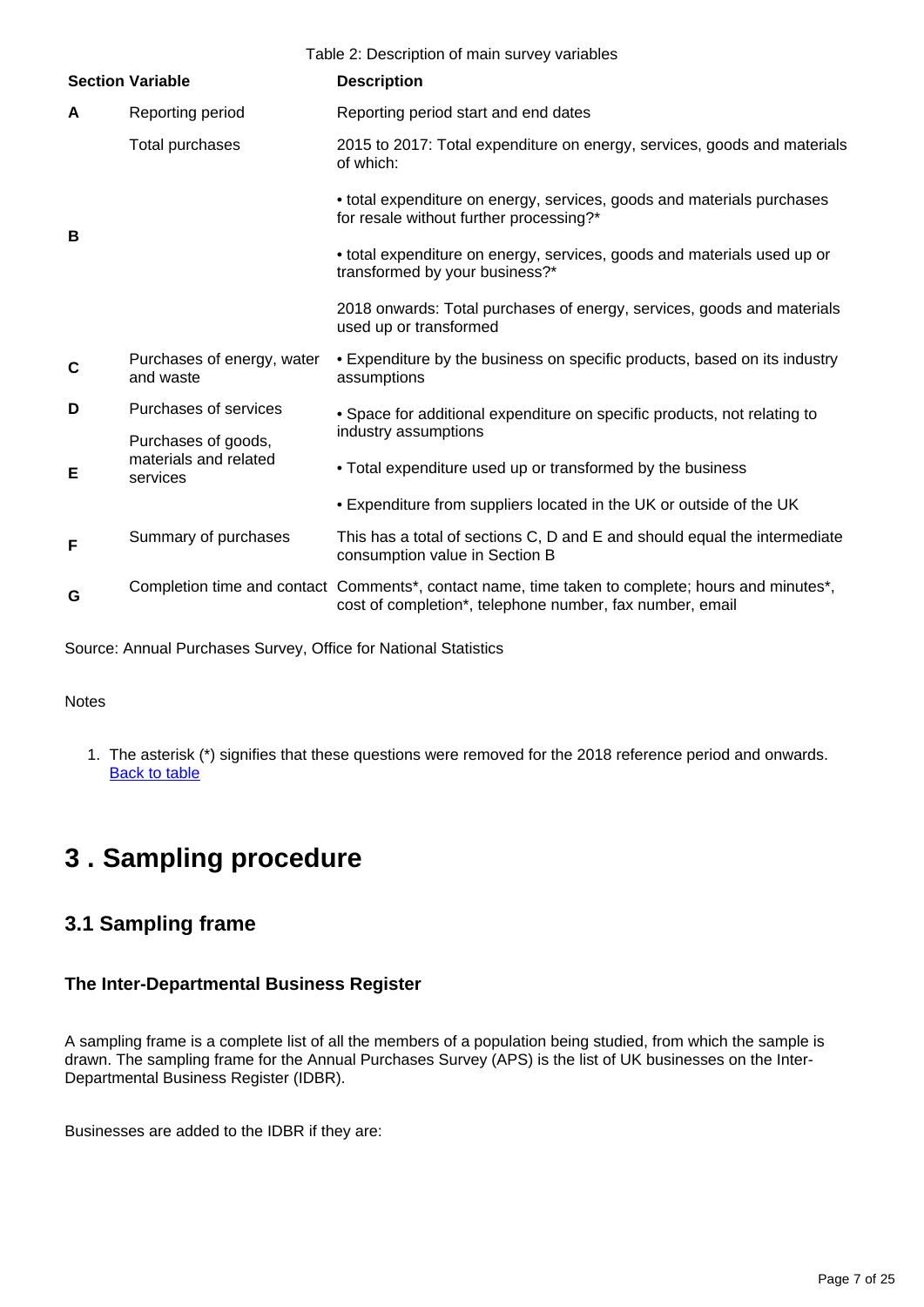Table 2: Description of main survey variables

| Section | Variable | Description |
|---|---|---|
| A | Reporting period | Reporting period start and end dates |
| B | Total purchases | 2015 to 2017: Total expenditure on energy, services, goods and materials of which: |
| | | • total expenditure on energy, services, goods and materials purchases for resale without further processing?* |
| | | • total expenditure on energy, services, goods and materials used up or transformed by your business?* |
| | | 2018 onwards: Total purchases of energy, services, goods and materials used up or transformed |
| C | Purchases of energy, water and waste | • Expenditure by the business on specific products, based on its industry assumptions |
| D | Purchases of services | • Space for additional expenditure on specific products, not relating to industry assumptions |
| E | Purchases of goods, materials and related services | • Total expenditure used up or transformed by the business |
| | | • Expenditure from suppliers located in the UK or outside of the UK |
| F | Summary of purchases | This has a total of sections C, D and E and should equal the intermediate consumption value in Section B |
| G | Completion time and contact | Comments*, contact name, time taken to complete; hours and minutes*, cost of completion*, telephone number, fax number, email |

Source: Annual Purchases Survey, Office for National Statistics

Notes

1. The asterisk (*) signifies that these questions were removed for the 2018 reference period and onwards. Back to table

# 3 . Sampling procedure

## 3.1 Sampling frame

### The Inter-Departmental Business Register

A sampling frame is a complete list of all the members of a population being studied, from which the sample is drawn. The sampling frame for the Annual Purchases Survey (APS) is the list of UK businesses on the Inter-Departmental Business Register (IDBR).

Businesses are added to the IDBR if they are: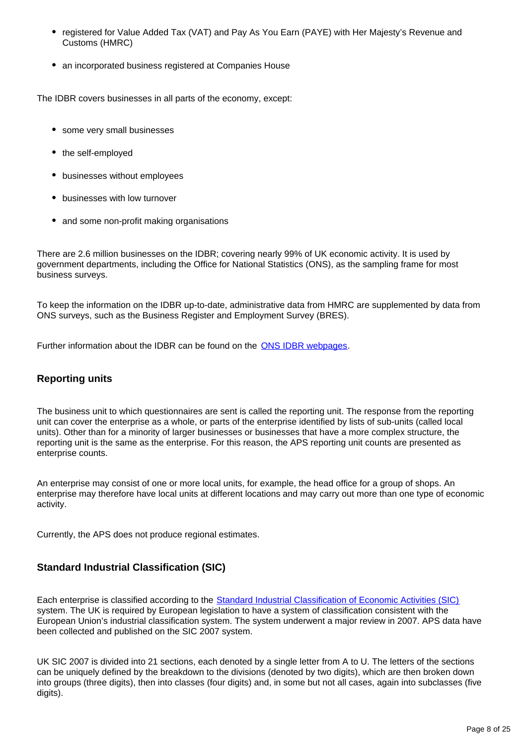- registered for Value Added Tax (VAT) and Pay As You Earn (PAYE) with Her Majesty's Revenue and Customs (HMRC)
- an incorporated business registered at Companies House

The IDBR covers businesses in all parts of the economy, except:

- some very small businesses
- the self-employed
- businesses without employees
- businesses with low turnover
- and some non-profit making organisations

There are 2.6 million businesses on the IDBR; covering nearly 99% of UK economic activity. It is used by government departments, including the Office for National Statistics (ONS), as the sampling frame for most business surveys.

To keep the information on the IDBR up-to-date, administrative data from HMRC are supplemented by data from ONS surveys, such as the Business Register and Employment Survey (BRES).

Further information about the IDBR can be found on the [ONS IDBR webpages](#).

### Reporting units

The business unit to which questionnaires are sent is called the reporting unit. The response from the reporting unit can cover the enterprise as a whole, or parts of the enterprise identified by lists of sub-units (called local units). Other than for a minority of larger businesses or businesses that have a more complex structure, the reporting unit is the same as the enterprise. For this reason, the APS reporting unit counts are presented as enterprise counts.

An enterprise may consist of one or more local units, for example, the head office for a group of shops. An enterprise may therefore have local units at different locations and may carry out more than one type of economic activity.

Currently, the APS does not produce regional estimates.

### Standard Industrial Classification (SIC)

Each enterprise is classified according to the [Standard Industrial Classification of Economic Activities (SIC)](#) system. The UK is required by European legislation to have a system of classification consistent with the European Union's industrial classification system. The system underwent a major review in 2007. APS data have been collected and published on the SIC 2007 system.

UK SIC 2007 is divided into 21 sections, each denoted by a single letter from A to U. The letters of the sections can be uniquely defined by the breakdown to the divisions (denoted by two digits), which are then broken down into groups (three digits), then into classes (four digits) and, in some but not all cases, again into subclasses (five digits).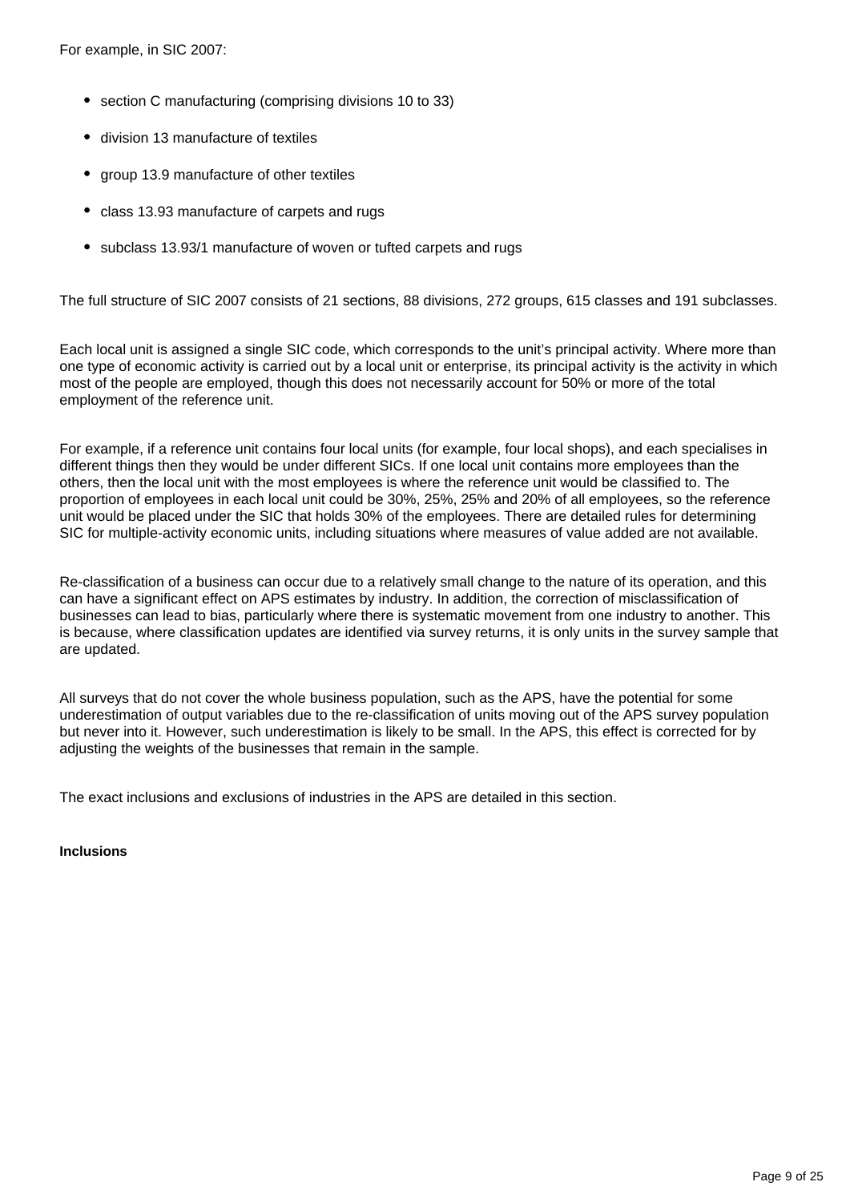For example, in SIC 2007:

- section C manufacturing (comprising divisions 10 to 33)
- division 13 manufacture of textiles
- group 13.9 manufacture of other textiles
- class 13.93 manufacture of carpets and rugs
- subclass 13.93/1 manufacture of woven or tufted carpets and rugs

The full structure of SIC 2007 consists of 21 sections, 88 divisions, 272 groups, 615 classes and 191 subclasses.

Each local unit is assigned a single SIC code, which corresponds to the unit's principal activity. Where more than one type of economic activity is carried out by a local unit or enterprise, its principal activity is the activity in which most of the people are employed, though this does not necessarily account for 50% or more of the total employment of the reference unit.

For example, if a reference unit contains four local units (for example, four local shops), and each specialises in different things then they would be under different SICs. If one local unit contains more employees than the others, then the local unit with the most employees is where the reference unit would be classified to. The proportion of employees in each local unit could be 30%, 25%, 25% and 20% of all employees, so the reference unit would be placed under the SIC that holds 30% of the employees. There are detailed rules for determining SIC for multiple-activity economic units, including situations where measures of value added are not available.

Re-classification of a business can occur due to a relatively small change to the nature of its operation, and this can have a significant effect on APS estimates by industry. In addition, the correction of misclassification of businesses can lead to bias, particularly where there is systematic movement from one industry to another. This is because, where classification updates are identified via survey returns, it is only units in the survey sample that are updated.

All surveys that do not cover the whole business population, such as the APS, have the potential for some underestimation of output variables due to the re-classification of units moving out of the APS survey population but never into it. However, such underestimation is likely to be small. In the APS, this effect is corrected for by adjusting the weights of the businesses that remain in the sample.

The exact inclusions and exclusions of industries in the APS are detailed in this section.

**Inclusions**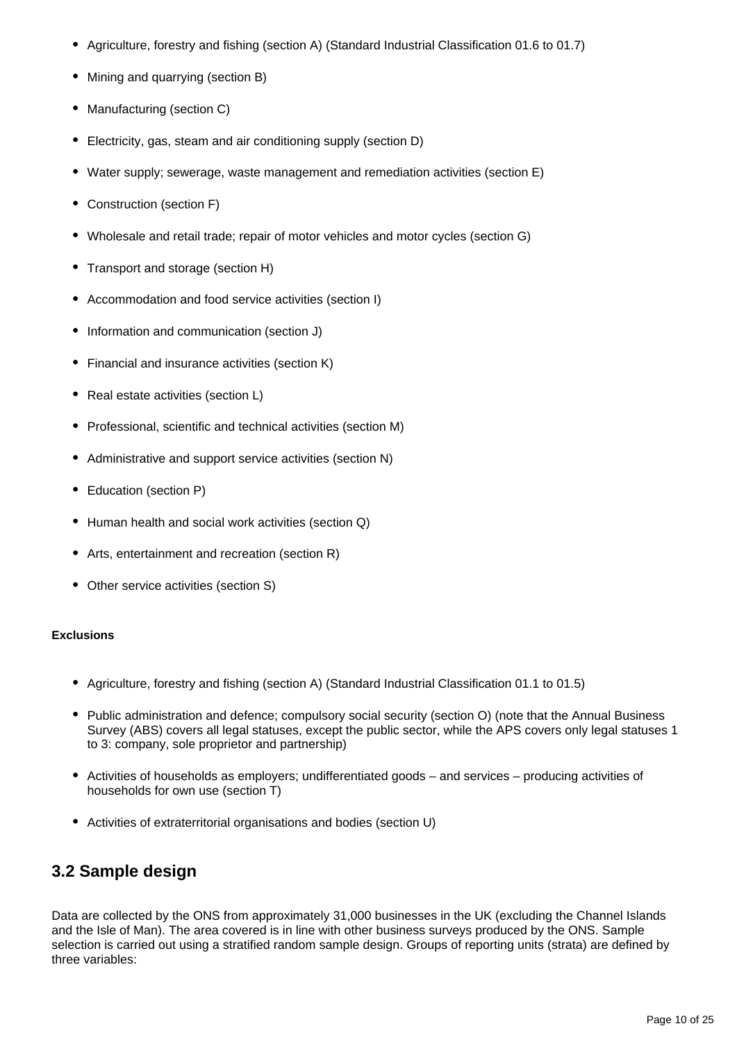- Agriculture, forestry and fishing (section A) (Standard Industrial Classification 01.6 to 01.7)
- Mining and quarrying (section B)
- Manufacturing (section C)
- Electricity, gas, steam and air conditioning supply (section D)
- Water supply; sewerage, waste management and remediation activities (section E)
- Construction (section F)
- Wholesale and retail trade; repair of motor vehicles and motor cycles (section G)
- Transport and storage (section H)
- Accommodation and food service activities (section I)
- Information and communication (section J)
- Financial and insurance activities (section K)
- Real estate activities (section L)
- Professional, scientific and technical activities (section M)
- Administrative and support service activities (section N)
- Education (section P)
- Human health and social work activities (section Q)
- Arts, entertainment and recreation (section R)
- Other service activities (section S)

**Exclusions**

- Agriculture, forestry and fishing (section A) (Standard Industrial Classification 01.1 to 01.5)
- Public administration and defence; compulsory social security (section O) (note that the Annual Business Survey (ABS) covers all legal statuses, except the public sector, while the APS covers only legal statuses 1 to 3: company, sole proprietor and partnership)
- Activities of households as employers; undifferentiated goods – and services – producing activities of households for own use (section T)
- Activities of extraterritorial organisations and bodies (section U)

## 3.2 Sample design

Data are collected by the ONS from approximately 31,000 businesses in the UK (excluding the Channel Islands and the Isle of Man). The area covered is in line with other business surveys produced by the ONS. Sample selection is carried out using a stratified random sample design. Groups of reporting units (strata) are defined by three variables: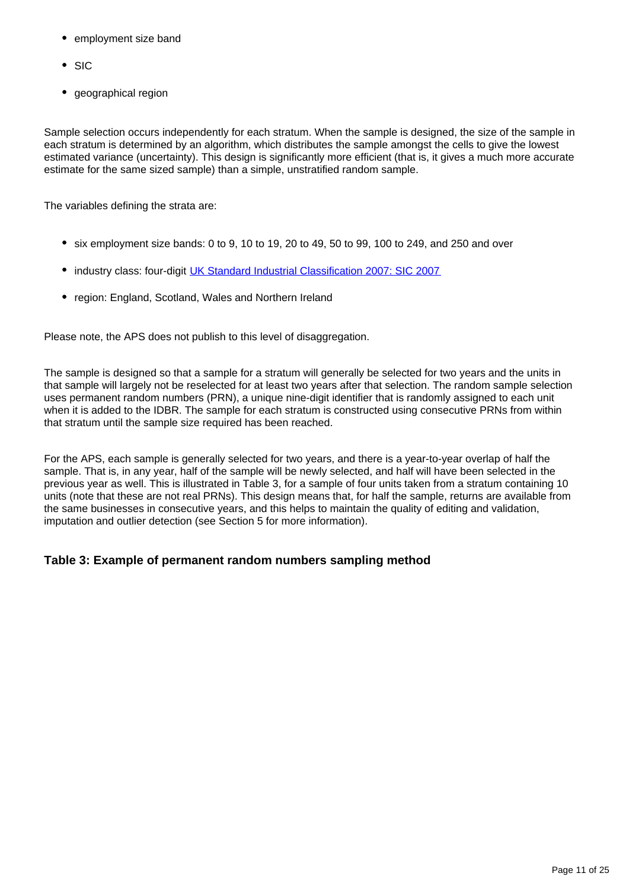- employment size band
- SIC
- geographical region

Sample selection occurs independently for each stratum. When the sample is designed, the size of the sample in each stratum is determined by an algorithm, which distributes the sample amongst the cells to give the lowest estimated variance (uncertainty). This design is significantly more efficient (that is, it gives a much more accurate estimate for the same sized sample) than a simple, unstratified random sample.

The variables defining the strata are:

- six employment size bands: 0 to 9, 10 to 19, 20 to 49, 50 to 99, 100 to 249, and 250 and over
- industry class: four-digit [UK Standard Industrial Classification 2007: SIC 2007](#)
- region: England, Scotland, Wales and Northern Ireland

Please note, the APS does not publish to this level of disaggregation.

The sample is designed so that a sample for a stratum will generally be selected for two years and the units in that sample will largely not be reselected for at least two years after that selection. The random sample selection uses permanent random numbers (PRN), a unique nine-digit identifier that is randomly assigned to each unit when it is added to the IDBR. The sample for each stratum is constructed using consecutive PRNs from within that stratum until the sample size required has been reached.

For the APS, each sample is generally selected for two years, and there is a year-to-year overlap of half the sample. That is, in any year, half of the sample will be newly selected, and half will have been selected in the previous year as well. This is illustrated in Table 3, for a sample of four units taken from a stratum containing 10 units (note that these are not real PRNs). This design means that, for half the sample, returns are available from the same businesses in consecutive years, and this helps to maintain the quality of editing and validation, imputation and outlier detection (see Section 5 for more information).

### Table 3: Example of permanent random numbers sampling method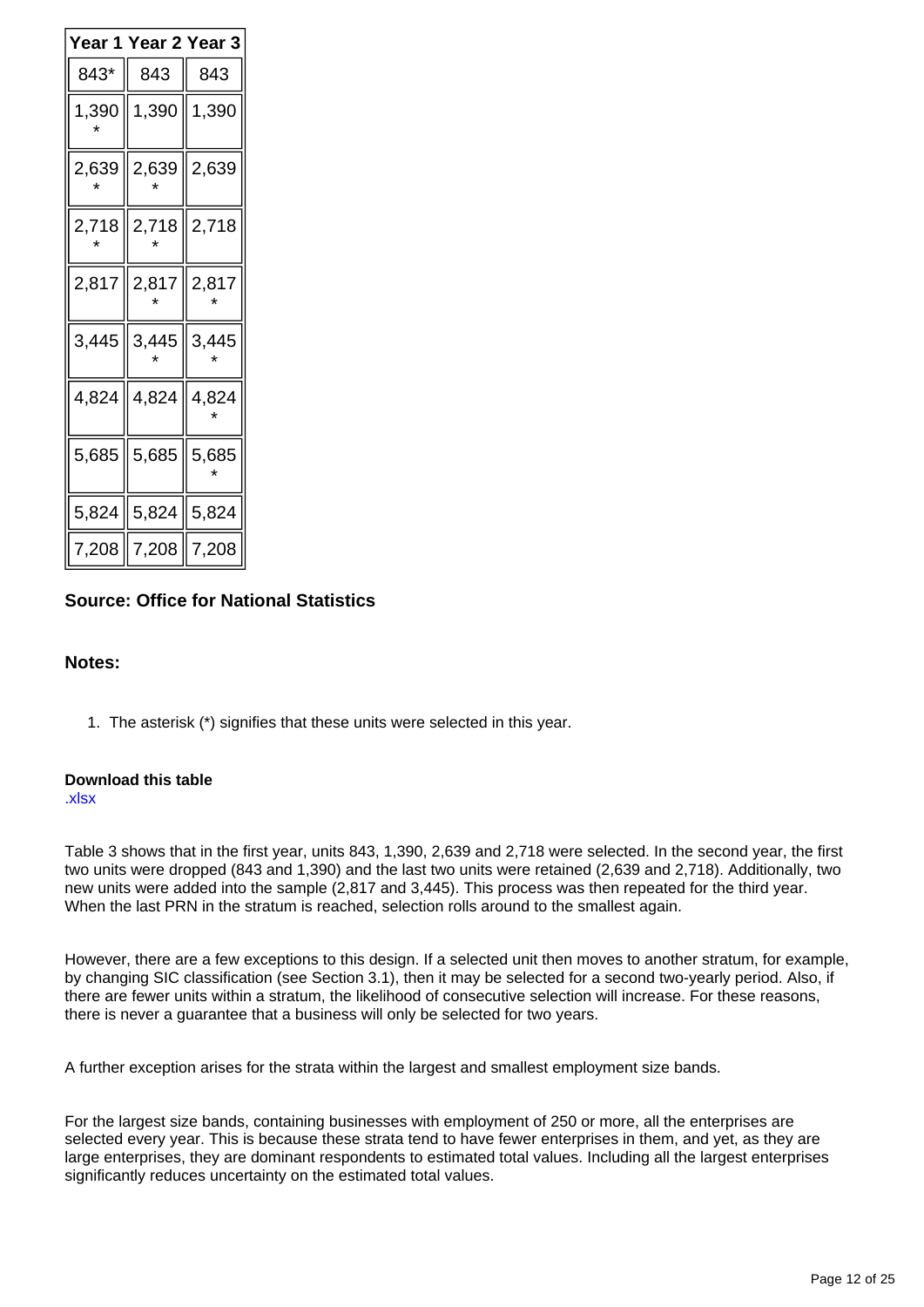| Year 1 | Year 2 | Year 3 |
| --- | --- | --- |
| 843* | 843 | 843 |
| 1,390* | 1,390 | 1,390 |
| 2,639* | 2,639* | 2,639 |
| 2,718* | 2,718* | 2,718 |
| 2,817 | 2,817* | 2,817* |
| 3,445 | 3,445* | 3,445* |
| 4,824 | 4,824 | 4,824* |
| 5,685 | 5,685 | 5,685* |
| 5,824 | 5,824 | 5,824 |
| 7,208 | 7,208 | 7,208 |

**Source: Office for National Statistics**

**Notes:**

1. The asterisk (*) signifies that these units were selected in this year.

**Download this table**
.xlsx

Table 3 shows that in the first year, units 843, 1,390, 2,639 and 2,718 were selected. In the second year, the first two units were dropped (843 and 1,390) and the last two units were retained (2,639 and 2,718). Additionally, two new units were added into the sample (2,817 and 3,445). This process was then repeated for the third year. When the last PRN in the stratum is reached, selection rolls around to the smallest again.

However, there are a few exceptions to this design. If a selected unit then moves to another stratum, for example, by changing SIC classification (see Section 3.1), then it may be selected for a second two-yearly period. Also, if there are fewer units within a stratum, the likelihood of consecutive selection will increase. For these reasons, there is never a guarantee that a business will only be selected for two years.

A further exception arises for the strata within the largest and smallest employment size bands.

For the largest size bands, containing businesses with employment of 250 or more, all the enterprises are selected every year. This is because these strata tend to have fewer enterprises in them, and yet, as they are large enterprises, they are dominant respondents to estimated total values. Including all the largest enterprises significantly reduces uncertainty on the estimated total values.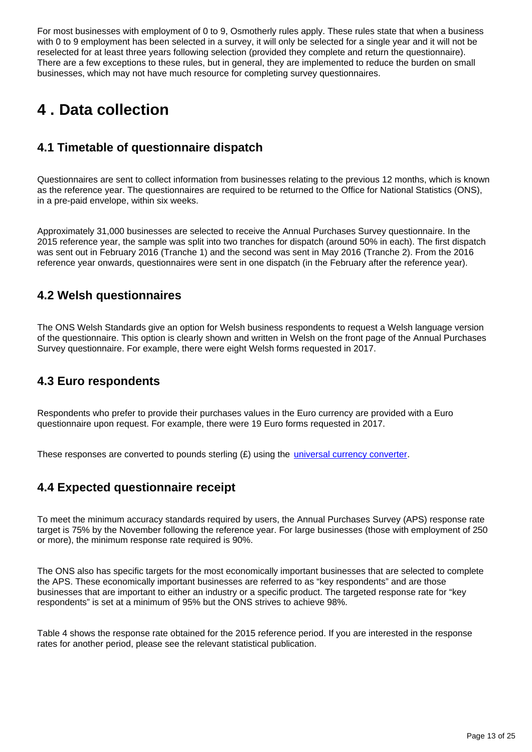For most businesses with employment of 0 to 9, Osmotherly rules apply. These rules state that when a business with 0 to 9 employment has been selected in a survey, it will only be selected for a single year and it will not be reselected for at least three years following selection (provided they complete and return the questionnaire). There are a few exceptions to these rules, but in general, they are implemented to reduce the burden on small businesses, which may not have much resource for completing survey questionnaires.

# 4 . Data collection

## 4.1 Timetable of questionnaire dispatch

Questionnaires are sent to collect information from businesses relating to the previous 12 months, which is known as the reference year. The questionnaires are required to be returned to the Office for National Statistics (ONS), in a pre-paid envelope, within six weeks.

Approximately 31,000 businesses are selected to receive the Annual Purchases Survey questionnaire. In the 2015 reference year, the sample was split into two tranches for dispatch (around 50% in each). The first dispatch was sent out in February 2016 (Tranche 1) and the second was sent in May 2016 (Tranche 2). From the 2016 reference year onwards, questionnaires were sent in one dispatch (in the February after the reference year).

## 4.2 Welsh questionnaires

The ONS Welsh Standards give an option for Welsh business respondents to request a Welsh language version of the questionnaire. This option is clearly shown and written in Welsh on the front page of the Annual Purchases Survey questionnaire. For example, there were eight Welsh forms requested in 2017.

## 4.3 Euro respondents

Respondents who prefer to provide their purchases values in the Euro currency are provided with a Euro questionnaire upon request. For example, there were 19 Euro forms requested in 2017.

These responses are converted to pounds sterling (£) using the universal currency converter.

## 4.4 Expected questionnaire receipt

To meet the minimum accuracy standards required by users, the Annual Purchases Survey (APS) response rate target is 75% by the November following the reference year. For large businesses (those with employment of 250 or more), the minimum response rate required is 90%.

The ONS also has specific targets for the most economically important businesses that are selected to complete the APS. These economically important businesses are referred to as "key respondents" and are those businesses that are important to either an industry or a specific product. The targeted response rate for "key respondents" is set at a minimum of 95% but the ONS strives to achieve 98%.

Table 4 shows the response rate obtained for the 2015 reference period. If you are interested in the response rates for another period, please see the relevant statistical publication.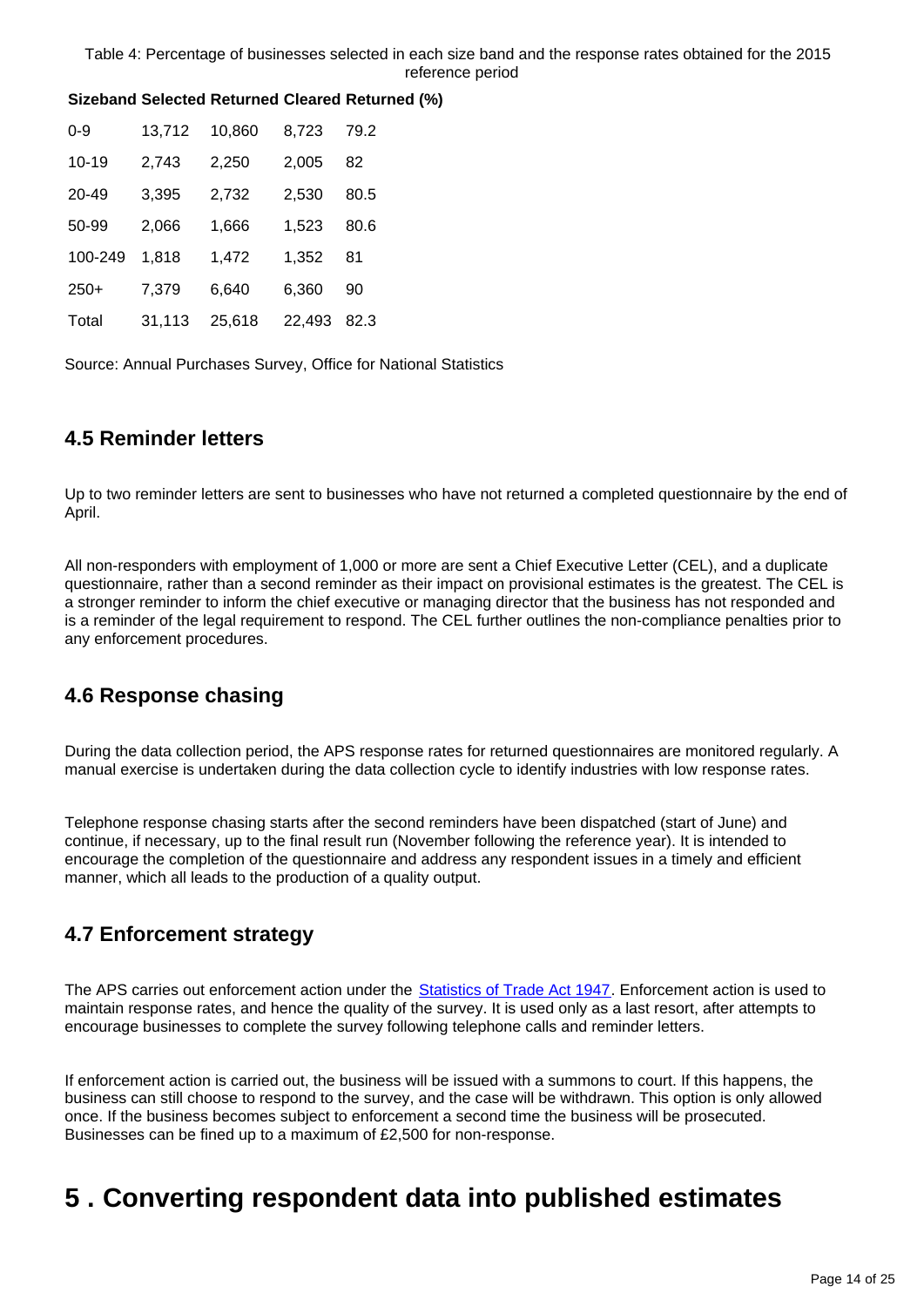Table 4: Percentage of businesses selected in each size band and the response rates obtained for the 2015 reference period

| Sizeband | Selected | Returned | Cleared | Returned (%) |
|---|---|---|---|---|
| 0-9 | 13,712 | 10,860 | 8,723 | 79.2 |
| 10-19 | 2,743 | 2,250 | 2,005 | 82 |
| 20-49 | 3,395 | 2,732 | 2,530 | 80.5 |
| 50-99 | 2,066 | 1,666 | 1,523 | 80.6 |
| 100-249 | 1,818 | 1,472 | 1,352 | 81 |
| 250+ | 7,379 | 6,640 | 6,360 | 90 |
| Total | 31,113 | 25,618 | 22,493 | 82.3 |

Source: Annual Purchases Survey, Office for National Statistics

## 4.5 Reminder letters

Up to two reminder letters are sent to businesses who have not returned a completed questionnaire by the end of April.

All non-responders with employment of 1,000 or more are sent a Chief Executive Letter (CEL), and a duplicate questionnaire, rather than a second reminder as their impact on provisional estimates is the greatest. The CEL is a stronger reminder to inform the chief executive or managing director that the business has not responded and is a reminder of the legal requirement to respond. The CEL further outlines the non-compliance penalties prior to any enforcement procedures.

## 4.6 Response chasing

During the data collection period, the APS response rates for returned questionnaires are monitored regularly. A manual exercise is undertaken during the data collection cycle to identify industries with low response rates.

Telephone response chasing starts after the second reminders have been dispatched (start of June) and continue, if necessary, up to the final result run (November following the reference year). It is intended to encourage the completion of the questionnaire and address any respondent issues in a timely and efficient manner, which all leads to the production of a quality output.

## 4.7 Enforcement strategy

The APS carries out enforcement action under the Statistics of Trade Act 1947. Enforcement action is used to maintain response rates, and hence the quality of the survey. It is used only as a last resort, after attempts to encourage businesses to complete the survey following telephone calls and reminder letters.

If enforcement action is carried out, the business will be issued with a summons to court. If this happens, the business can still choose to respond to the survey, and the case will be withdrawn. This option is only allowed once. If the business becomes subject to enforcement a second time the business will be prosecuted. Businesses can be fined up to a maximum of £2,500 for non-response.

# 5 . Converting respondent data into published estimates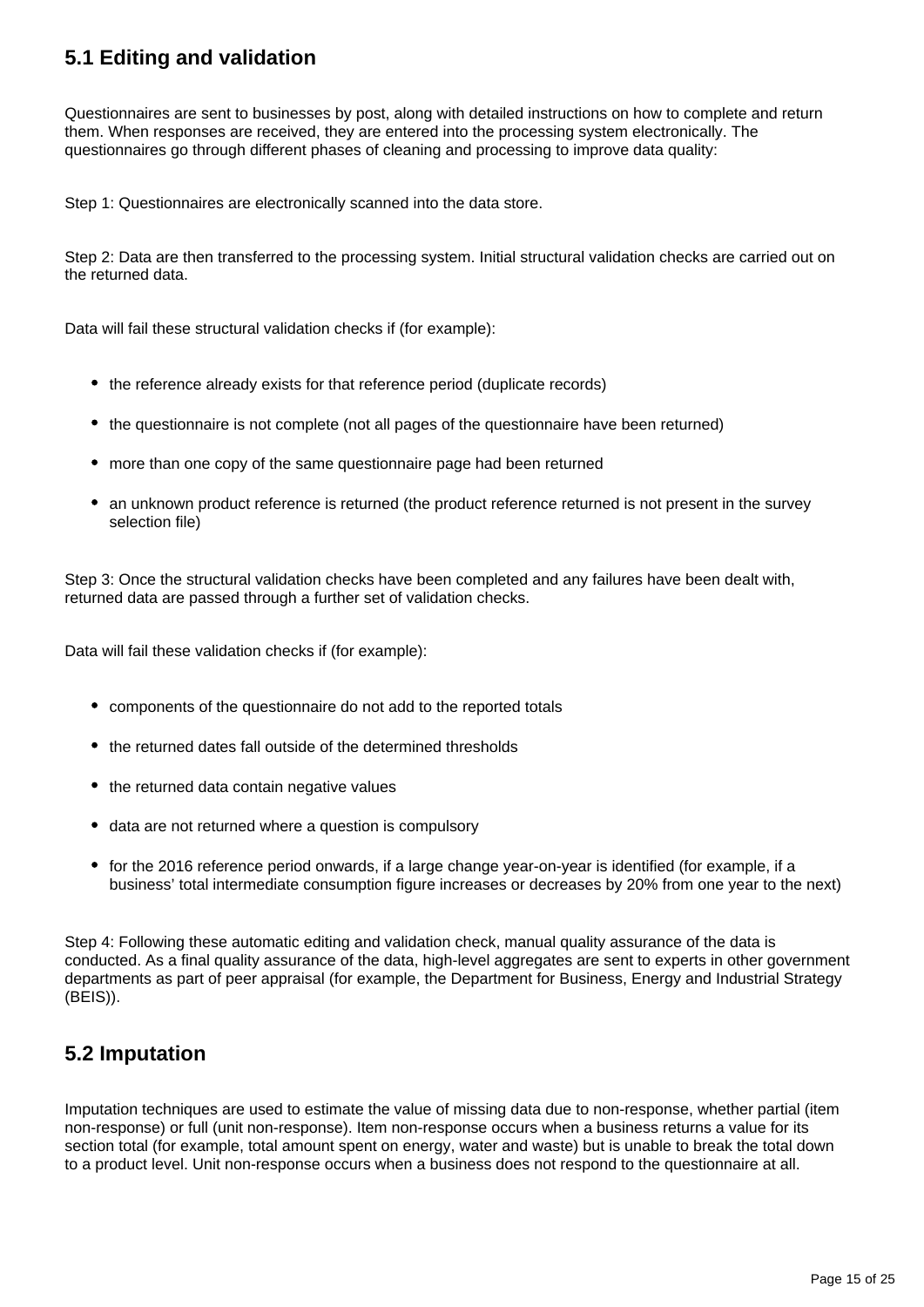## 5.1 Editing and validation

Questionnaires are sent to businesses by post, along with detailed instructions on how to complete and return them. When responses are received, they are entered into the processing system electronically. The questionnaires go through different phases of cleaning and processing to improve data quality:

Step 1: Questionnaires are electronically scanned into the data store.

Step 2: Data are then transferred to the processing system. Initial structural validation checks are carried out on the returned data.

Data will fail these structural validation checks if (for example):

- the reference already exists for that reference period (duplicate records)
- the questionnaire is not complete (not all pages of the questionnaire have been returned)
- more than one copy of the same questionnaire page had been returned
- an unknown product reference is returned (the product reference returned is not present in the survey selection file)

Step 3: Once the structural validation checks have been completed and any failures have been dealt with, returned data are passed through a further set of validation checks.

Data will fail these validation checks if (for example):

- components of the questionnaire do not add to the reported totals
- the returned dates fall outside of the determined thresholds
- the returned data contain negative values
- data are not returned where a question is compulsory
- for the 2016 reference period onwards, if a large change year-on-year is identified (for example, if a business' total intermediate consumption figure increases or decreases by 20% from one year to the next)

Step 4: Following these automatic editing and validation check, manual quality assurance of the data is conducted. As a final quality assurance of the data, high-level aggregates are sent to experts in other government departments as part of peer appraisal (for example, the Department for Business, Energy and Industrial Strategy (BEIS)).

## 5.2 Imputation

Imputation techniques are used to estimate the value of missing data due to non-response, whether partial (item non-response) or full (unit non-response). Item non-response occurs when a business returns a value for its section total (for example, total amount spent on energy, water and waste) but is unable to break the total down to a product level. Unit non-response occurs when a business does not respond to the questionnaire at all.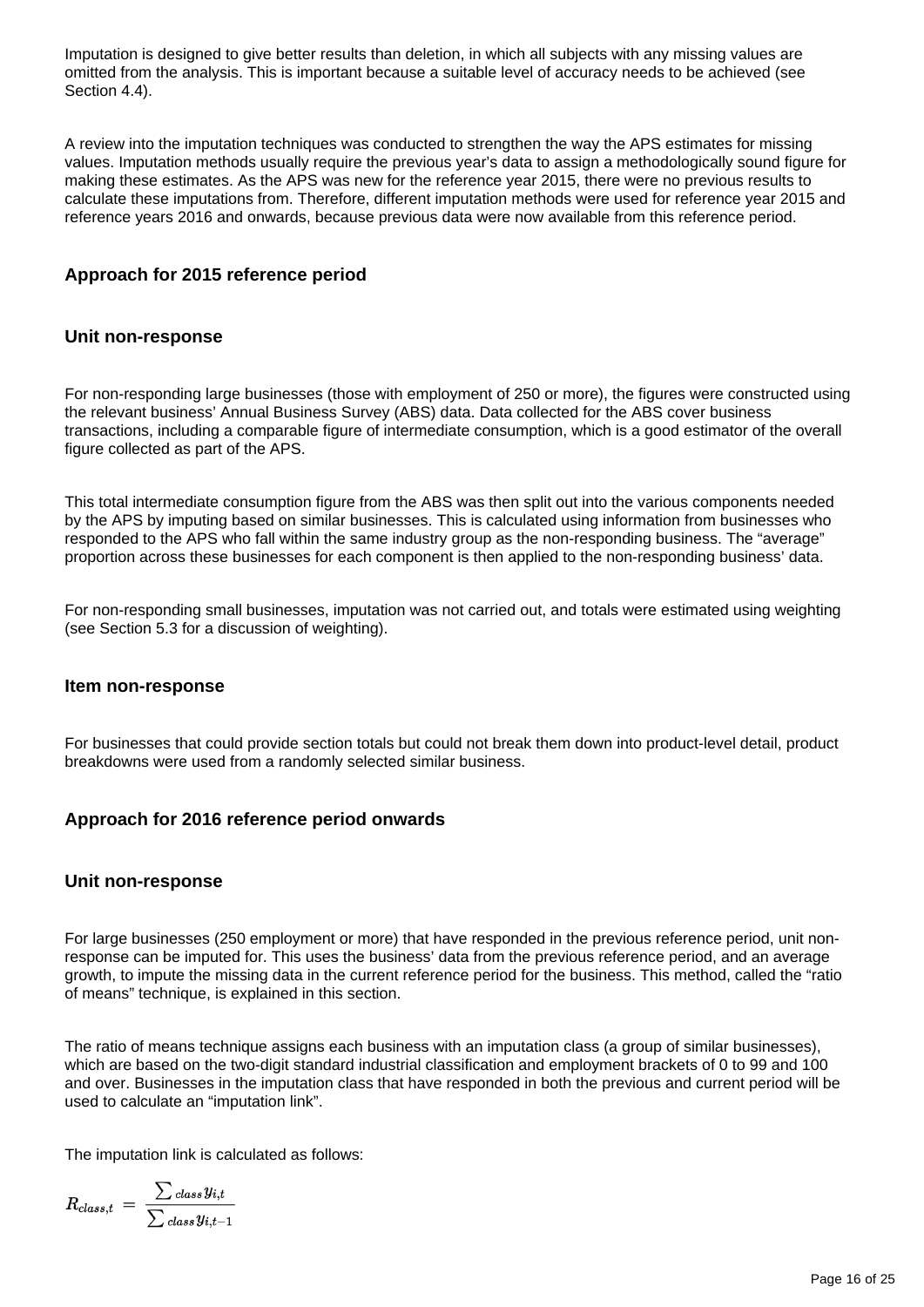Imputation is designed to give better results than deletion, in which all subjects with any missing values are omitted from the analysis. This is important because a suitable level of accuracy needs to be achieved (see Section 4.4).

A review into the imputation techniques was conducted to strengthen the way the APS estimates for missing values. Imputation methods usually require the previous year's data to assign a methodologically sound figure for making these estimates. As the APS was new for the reference year 2015, there were no previous results to calculate these imputations from. Therefore, different imputation methods were used for reference year 2015 and reference years 2016 and onwards, because previous data were now available from this reference period.

### Approach for 2015 reference period

#### Unit non-response

For non-responding large businesses (those with employment of 250 or more), the figures were constructed using the relevant business' Annual Business Survey (ABS) data. Data collected for the ABS cover business transactions, including a comparable figure of intermediate consumption, which is a good estimator of the overall figure collected as part of the APS.

This total intermediate consumption figure from the ABS was then split out into the various components needed by the APS by imputing based on similar businesses. This is calculated using information from businesses who responded to the APS who fall within the same industry group as the non-responding business. The "average" proportion across these businesses for each component is then applied to the non-responding business' data.

For non-responding small businesses, imputation was not carried out, and totals were estimated using weighting (see Section 5.3 for a discussion of weighting).

#### Item non-response

For businesses that could provide section totals but could not break them down into product-level detail, product breakdowns were used from a randomly selected similar business.

### Approach for 2016 reference period onwards

#### Unit non-response

For large businesses (250 employment or more) that have responded in the previous reference period, unit non-response can be imputed for. This uses the business' data from the previous reference period, and an average growth, to impute the missing data in the current reference period for the business. This method, called the "ratio of means" technique, is explained in this section.

The ratio of means technique assigns each business with an imputation class (a group of similar businesses), which are based on the two-digit standard industrial classification and employment brackets of 0 to 99 and 100 and over. Businesses in the imputation class that have responded in both the previous and current period will be used to calculate an "imputation link".

The imputation link is calculated as follows:

$$R_{class,t} = \frac{\sum_{class} y_{i,t}}{\sum_{class} y_{i,t-1}}$$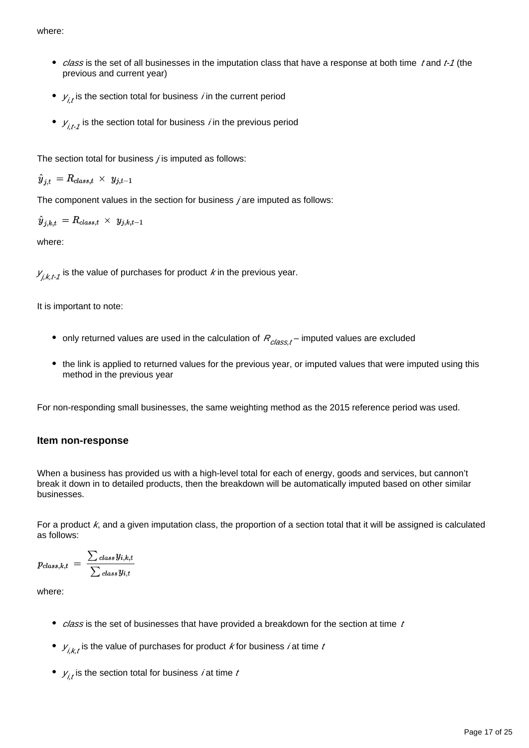where:

- *class* is the set of all businesses in the imputation class that have a response at both time $t$ and $t-1$ (the previous and current year)
- $y_{i,t}$ is the section total for business $i$ in the current period
- $y_{i,t-1}$ is the section total for business $i$ in the previous period

The section total for business $j$ is imputed as follows:

$$\hat{y}_{j,t} = R_{class,t} \times y_{j,t-1}$$

The component values in the section for business $j$ are imputed as follows:

$$\hat{y}_{j,k,t} = R_{class,t} \times y_{j,k,t-1}$$

where:

$y_{j,k,t-1}$ is the value of purchases for product $k$ in the previous year.

It is important to note:

- only returned values are used in the calculation of $R_{class,t}$ – imputed values are excluded
- the link is applied to returned values for the previous year, or imputed values that were imputed using this method in the previous year

For non-responding small businesses, the same weighting method as the 2015 reference period was used.

### Item non-response

When a business has provided us with a high-level total for each of energy, goods and services, but cannon't break it down in to detailed products, then the breakdown will be automatically imputed based on other similar businesses.

For a product $k$, and a given imputation class, the proportion of a section total that it will be assigned is calculated as follows:

$$p_{class,k,t} = \frac{\sum_{class} y_{i,k,t}}{\sum_{class} y_{i,t}}$$

where:

- *class* is the set of businesses that have provided a breakdown for the section at time $t$
- $y_{i,k,t}$ is the value of purchases for product $k$ for business $i$ at time $t$
- $y_{i,t}$ is the section total for business $i$ at time $t$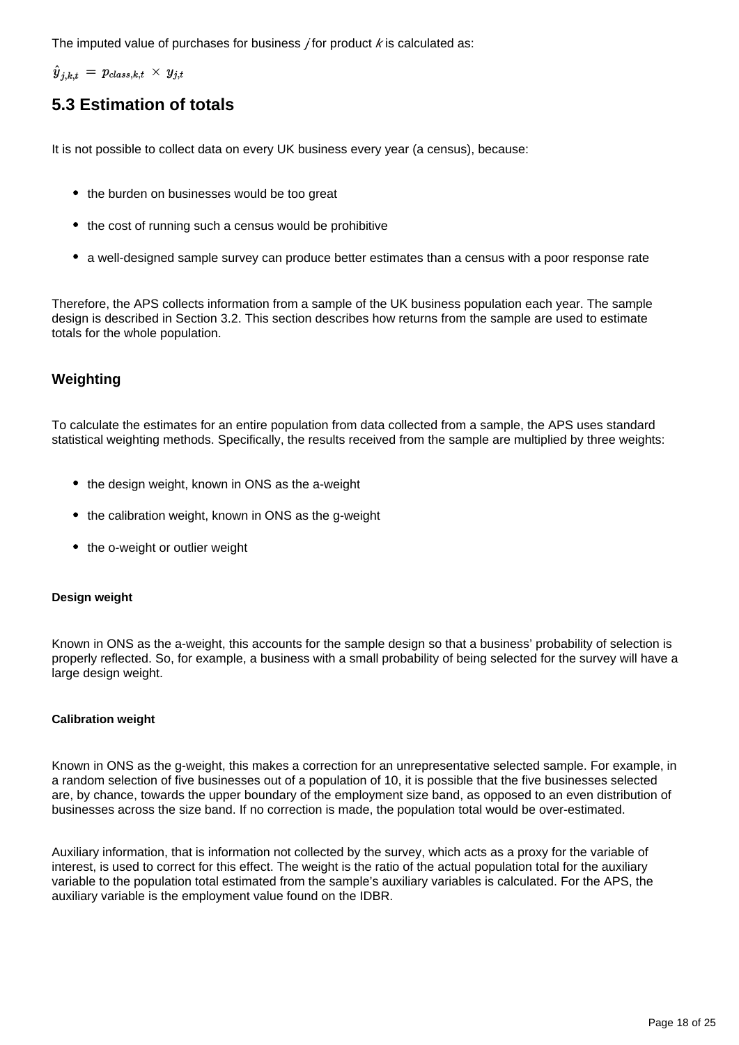The imputed value of purchases for business $j$ for product $k$ is calculated as:

$$\hat{y}_{j,k,t} = p_{class,k,t} \times y_{j,t}$$

## 5.3 Estimation of totals

It is not possible to collect data on every UK business every year (a census), because:

- the burden on businesses would be too great
- the cost of running such a census would be prohibitive
- a well-designed sample survey can produce better estimates than a census with a poor response rate

Therefore, the APS collects information from a sample of the UK business population each year. The sample design is described in Section 3.2. This section describes how returns from the sample are used to estimate totals for the whole population.

### Weighting

To calculate the estimates for an entire population from data collected from a sample, the APS uses standard statistical weighting methods. Specifically, the results received from the sample are multiplied by three weights:

- the design weight, known in ONS as the a-weight
- the calibration weight, known in ONS as the g-weight
- the o-weight or outlier weight

#### Design weight

Known in ONS as the a-weight, this accounts for the sample design so that a business' probability of selection is properly reflected. So, for example, a business with a small probability of being selected for the survey will have a large design weight.

#### Calibration weight

Known in ONS as the g-weight, this makes a correction for an unrepresentative selected sample. For example, in a random selection of five businesses out of a population of 10, it is possible that the five businesses selected are, by chance, towards the upper boundary of the employment size band, as opposed to an even distribution of businesses across the size band. If no correction is made, the population total would be over-estimated.

Auxiliary information, that is information not collected by the survey, which acts as a proxy for the variable of interest, is used to correct for this effect. The weight is the ratio of the actual population total for the auxiliary variable to the population total estimated from the sample's auxiliary variables is calculated. For the APS, the auxiliary variable is the employment value found on the IDBR.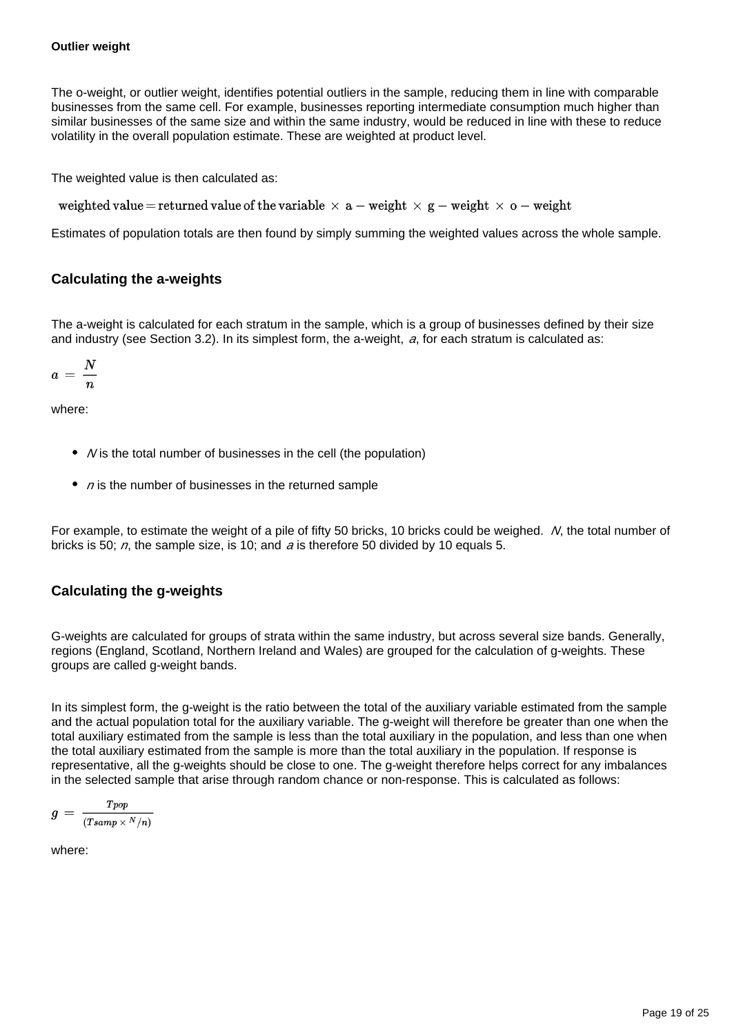#### Outlier weight

The o-weight, or outlier weight, identifies potential outliers in the sample, reducing them in line with comparable businesses from the same cell. For example, businesses reporting intermediate consumption much higher than similar businesses of the same size and within the same industry, would be reduced in line with these to reduce volatility in the overall population estimate. These are weighted at product level.

The weighted value is then calculated as:

$$\text{weighted value} = \text{returned value of the variable} \times \text{a} - \text{weight} \times \text{g} - \text{weight} \times \text{o} - \text{weight}$$

Estimates of population totals are then found by simply summing the weighted values across the whole sample.

### Calculating the a-weights

The a-weight is calculated for each stratum in the sample, which is a group of businesses defined by their size and industry (see Section 3.2). In its simplest form, the a-weight, $a$, for each stratum is calculated as:

$$a = \frac{N}{n}$$

where:

- $N$ is the total number of businesses in the cell (the population)
- $n$ is the number of businesses in the returned sample

For example, to estimate the weight of a pile of fifty 50 bricks, 10 bricks could be weighed. $N$, the total number of bricks is 50; $n$, the sample size, is 10; and $a$ is therefore 50 divided by 10 equals 5.

### Calculating the g-weights

G-weights are calculated for groups of strata within the same industry, but across several size bands. Generally, regions (England, Scotland, Northern Ireland and Wales) are grouped for the calculation of g-weights. These groups are called g-weight bands.

In its simplest form, the g-weight is the ratio between the total of the auxiliary variable estimated from the sample and the actual population total for the auxiliary variable. The g-weight will therefore be greater than one when the total auxiliary estimated from the sample is less than the total auxiliary in the population, and less than one when the total auxiliary estimated from the sample is more than the total auxiliary in the population. If response is representative, all the g-weights should be close to one. The g-weight therefore helps correct for any imbalances in the selected sample that arise through random chance or non-response. This is calculated as follows:

$$g = \frac{Tpop}{(Tsamp \times {}^{N}/n)}$$

where: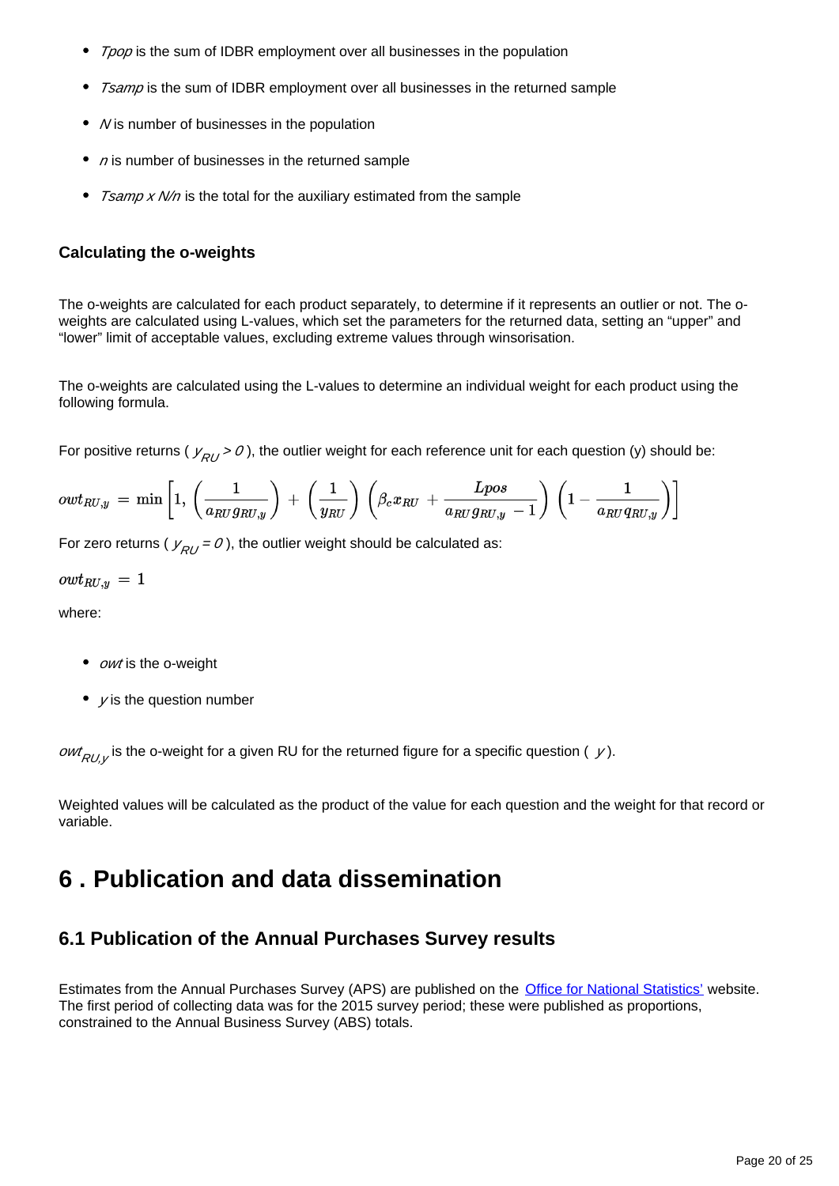- *Tpop* is the sum of IDBR employment over all businesses in the population
- *Tsamp* is the sum of IDBR employment over all businesses in the returned sample
- *N* is number of businesses in the population
- *n* is number of businesses in the returned sample
- *Tsamp x N/n* is the total for the auxiliary estimated from the sample

### Calculating the o-weights

The o-weights are calculated for each product separately, to determine if it represents an outlier or not. The o-weights are calculated using L-values, which set the parameters for the returned data, setting an "upper" and "lower" limit of acceptable values, excluding extreme values through winsorisation.

The o-weights are calculated using the L-values to determine an individual weight for each product using the following formula.

For positive returns ( $y_{RU} > 0$ ), the outlier weight for each reference unit for each question (y) should be:

$$owt_{RU,y} = \min\left[1, \left(\frac{1}{a_{RU}\,g_{RU,y}}\right) + \left(\frac{1}{y_{RU}}\right)\left(\beta_c x_{RU} + \frac{Lpos}{a_{RU}\,g_{RU,y} - 1}\right)\left(1 - \frac{1}{a_{RU}\,q_{RU,y}}\right)\right]$$

For zero returns ( $y_{RU} = 0$ ), the outlier weight should be calculated as:

$$owt_{RU,y} = 1$$

where:

- *owt* is the o-weight
- *y* is the question number

$owt_{RU,y}$ is the o-weight for a given RU for the returned figure for a specific question ( $y$ ).

Weighted values will be calculated as the product of the value for each question and the weight for that record or variable.

# 6 . Publication and data dissemination

## 6.1 Publication of the Annual Purchases Survey results

Estimates from the Annual Purchases Survey (APS) are published on the Office for National Statistics' website. The first period of collecting data was for the 2015 survey period; these were published as proportions, constrained to the Annual Business Survey (ABS) totals.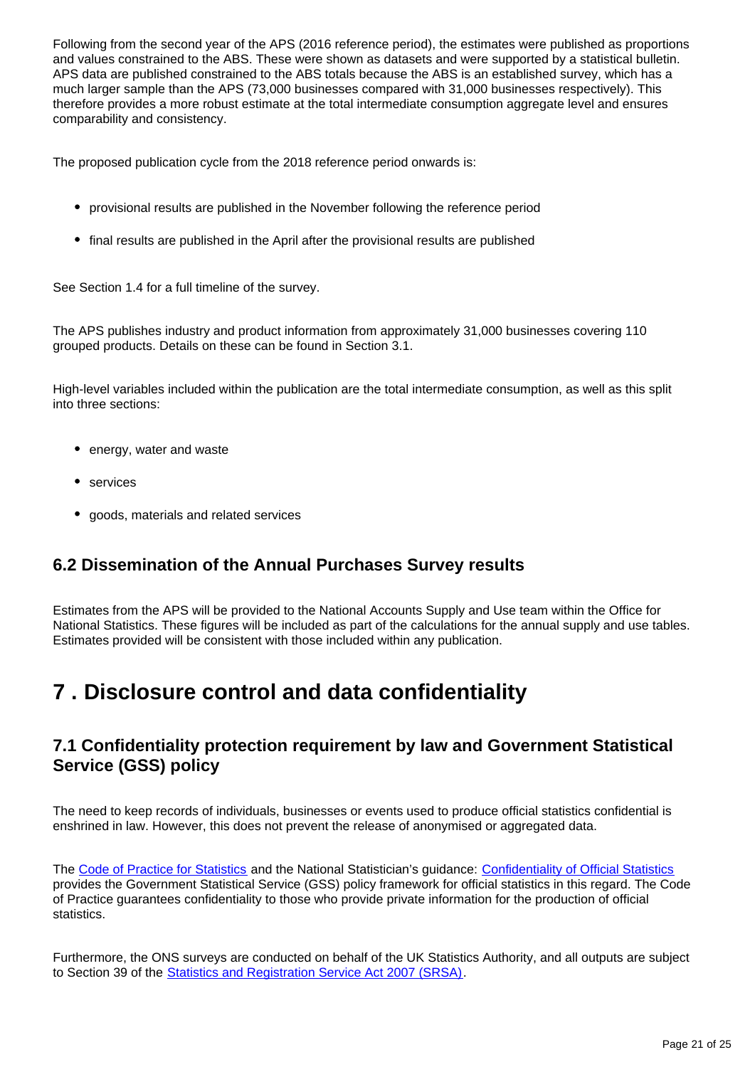Following from the second year of the APS (2016 reference period), the estimates were published as proportions and values constrained to the ABS. These were shown as datasets and were supported by a statistical bulletin. APS data are published constrained to the ABS totals because the ABS is an established survey, which has a much larger sample than the APS (73,000 businesses compared with 31,000 businesses respectively). This therefore provides a more robust estimate at the total intermediate consumption aggregate level and ensures comparability and consistency.

The proposed publication cycle from the 2018 reference period onwards is:

- provisional results are published in the November following the reference period
- final results are published in the April after the provisional results are published

See Section 1.4 for a full timeline of the survey.

The APS publishes industry and product information from approximately 31,000 businesses covering 110 grouped products. Details on these can be found in Section 3.1.

High-level variables included within the publication are the total intermediate consumption, as well as this split into three sections:

- energy, water and waste
- services
- goods, materials and related services

### 6.2 Dissemination of the Annual Purchases Survey results

Estimates from the APS will be provided to the National Accounts Supply and Use team within the Office for National Statistics. These figures will be included as part of the calculations for the annual supply and use tables. Estimates provided will be consistent with those included within any publication.

## 7 . Disclosure control and data confidentiality

### 7.1 Confidentiality protection requirement by law and Government Statistical Service (GSS) policy

The need to keep records of individuals, businesses or events used to produce official statistics confidential is enshrined in law. However, this does not prevent the release of anonymised or aggregated data.

The Code of Practice for Statistics and the National Statistician's guidance: Confidentiality of Official Statistics provides the Government Statistical Service (GSS) policy framework for official statistics in this regard. The Code of Practice guarantees confidentiality to those who provide private information for the production of official statistics.

Furthermore, the ONS surveys are conducted on behalf of the UK Statistics Authority, and all outputs are subject to Section 39 of the Statistics and Registration Service Act 2007 (SRSA).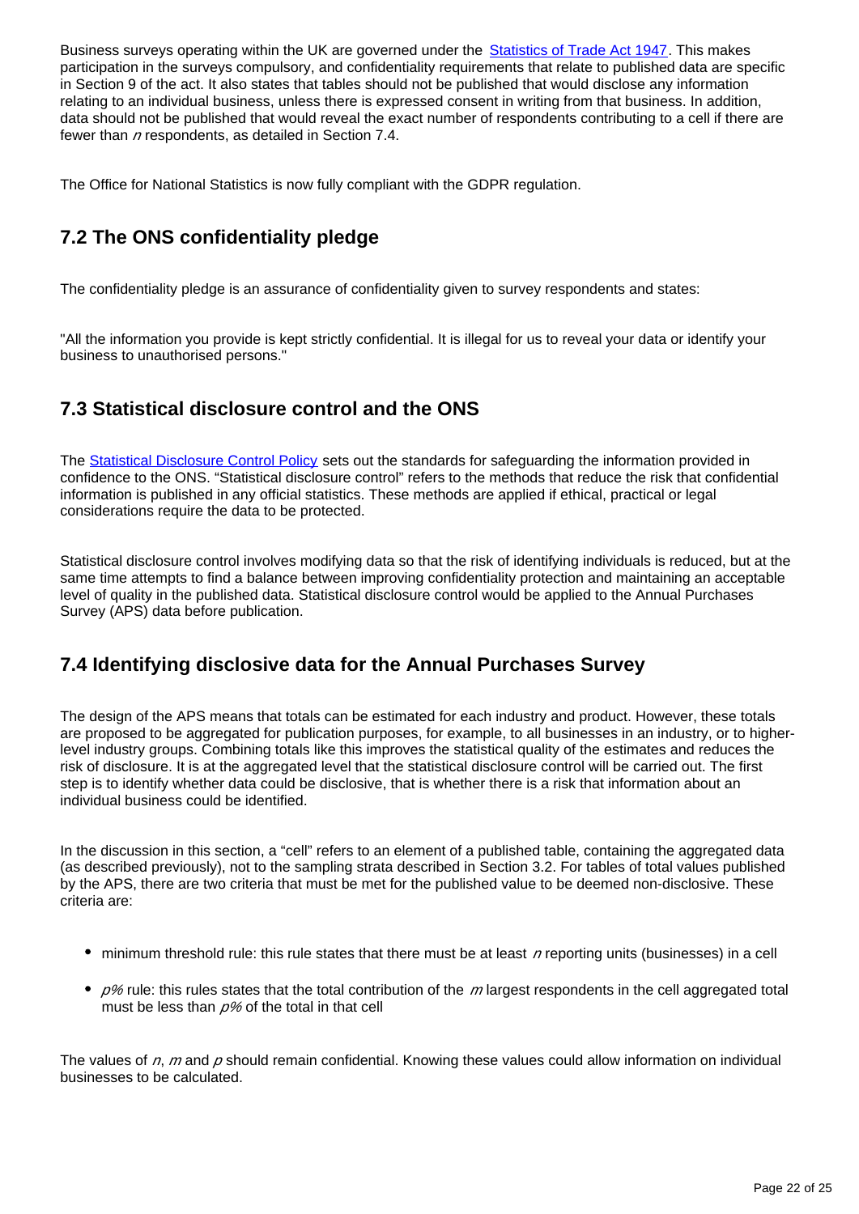Business surveys operating within the UK are governed under the [Statistics of Trade Act 1947](). This makes participation in the surveys compulsory, and confidentiality requirements that relate to published data are specific in Section 9 of the act. It also states that tables should not be published that would disclose any information relating to an individual business, unless there is expressed consent in writing from that business. In addition, data should not be published that would reveal the exact number of respondents contributing to a cell if there are fewer than $n$ respondents, as detailed in Section 7.4.

The Office for National Statistics is now fully compliant with the GDPR regulation.

## 7.2 The ONS confidentiality pledge

The confidentiality pledge is an assurance of confidentiality given to survey respondents and states:

"All the information you provide is kept strictly confidential. It is illegal for us to reveal your data or identify your business to unauthorised persons."

## 7.3 Statistical disclosure control and the ONS

The [Statistical Disclosure Control Policy]() sets out the standards for safeguarding the information provided in confidence to the ONS. "Statistical disclosure control" refers to the methods that reduce the risk that confidential information is published in any official statistics. These methods are applied if ethical, practical or legal considerations require the data to be protected.

Statistical disclosure control involves modifying data so that the risk of identifying individuals is reduced, but at the same time attempts to find a balance between improving confidentiality protection and maintaining an acceptable level of quality in the published data. Statistical disclosure control would be applied to the Annual Purchases Survey (APS) data before publication.

## 7.4 Identifying disclosive data for the Annual Purchases Survey

The design of the APS means that totals can be estimated for each industry and product. However, these totals are proposed to be aggregated for publication purposes, for example, to all businesses in an industry, or to higher-level industry groups. Combining totals like this improves the statistical quality of the estimates and reduces the risk of disclosure. It is at the aggregated level that the statistical disclosure control will be carried out. The first step is to identify whether data could be disclosive, that is whether there is a risk that information about an individual business could be identified.

In the discussion in this section, a "cell" refers to an element of a published table, containing the aggregated data (as described previously), not to the sampling strata described in Section 3.2. For tables of total values published by the APS, there are two criteria that must be met for the published value to be deemed non-disclosive. These criteria are:

- minimum threshold rule: this rule states that there must be at least $n$ reporting units (businesses) in a cell
- $p\%$ rule: this rules states that the total contribution of the $m$ largest respondents in the cell aggregated total must be less than $p\%$ of the total in that cell

The values of $n$, $m$ and $p$ should remain confidential. Knowing these values could allow information on individual businesses to be calculated.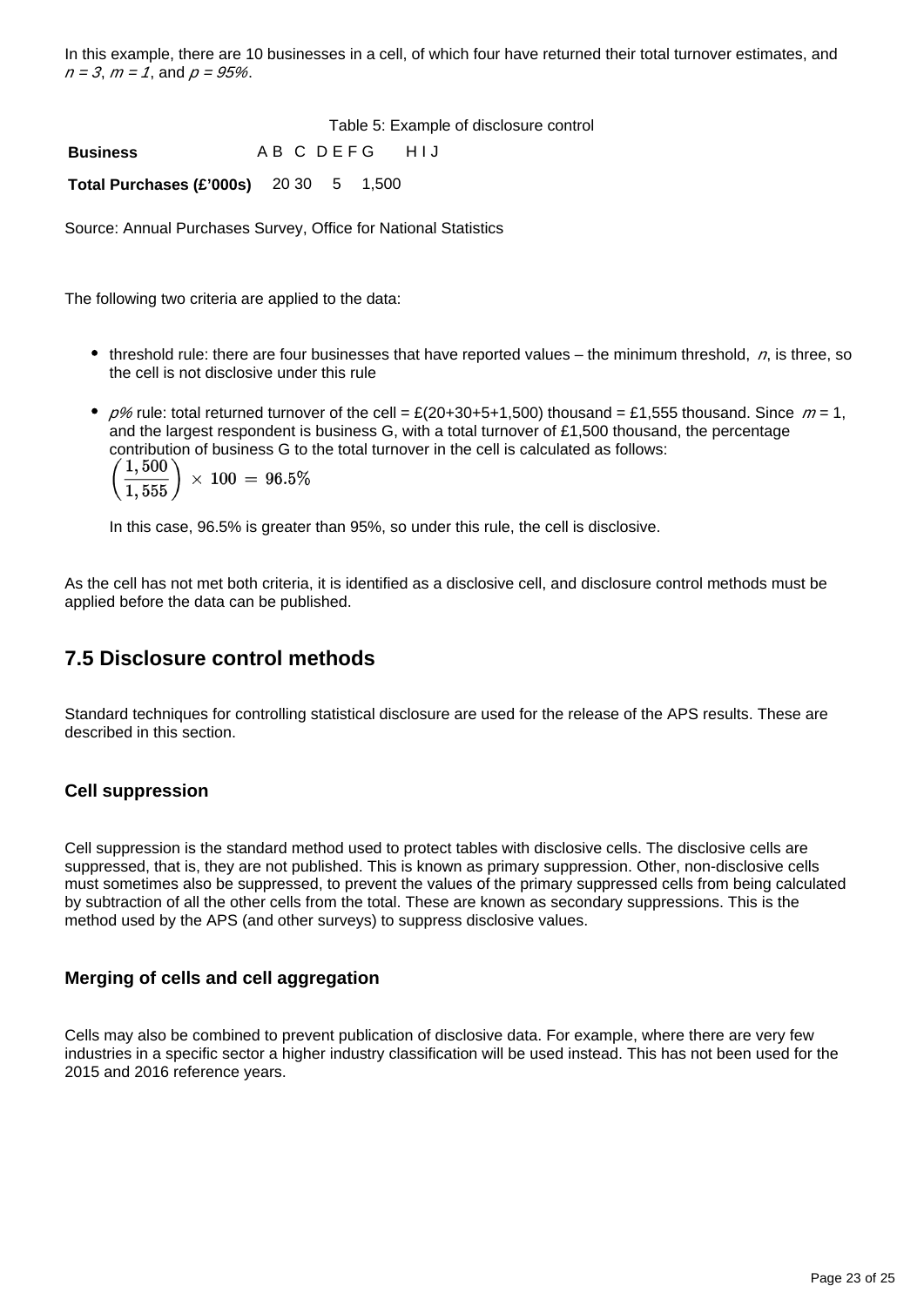In this example, there are 10 businesses in a cell, of which four have returned their total turnover estimates, and $n = 3$, $m = 1$, and $p = 95\%$.

Table 5: Example of disclosure control

| **Business** | A | B | C | D | E | F | G | H | I | J |
|---|---|---|---|---|---|---|---|---|---|---|
| **Total Purchases (£'000s)** | | 20 | 30 | | 5 | | 1,500 | | | |

Source: Annual Purchases Survey, Office for National Statistics

The following two criteria are applied to the data:

- threshold rule: there are four businesses that have reported values – the minimum threshold, $n$, is three, so the cell is not disclosive under this rule
- $p\%$ rule: total returned turnover of the cell = £(20+30+5+1,500) thousand = £1,555 thousand. Since $m$ = 1, and the largest respondent is business G, with a total turnover of £1,500 thousand, the percentage contribution of business G to the total turnover in the cell is calculated as follows:

  $$\left(\frac{1,500}{1,555}\right) \times 100 = 96.5\%$$

  In this case, 96.5% is greater than 95%, so under this rule, the cell is disclosive.

As the cell has not met both criteria, it is identified as a disclosive cell, and disclosure control methods must be applied before the data can be published.

## 7.5 Disclosure control methods

Standard techniques for controlling statistical disclosure are used for the release of the APS results. These are described in this section.

### Cell suppression

Cell suppression is the standard method used to protect tables with disclosive cells. The disclosive cells are suppressed, that is, they are not published. This is known as primary suppression. Other, non-disclosive cells must sometimes also be suppressed, to prevent the values of the primary suppressed cells from being calculated by subtraction of all the other cells from the total. These are known as secondary suppressions. This is the method used by the APS (and other surveys) to suppress disclosive values.

### Merging of cells and cell aggregation

Cells may also be combined to prevent publication of disclosive data. For example, where there are very few industries in a specific sector a higher industry classification will be used instead. This has not been used for the 2015 and 2016 reference years.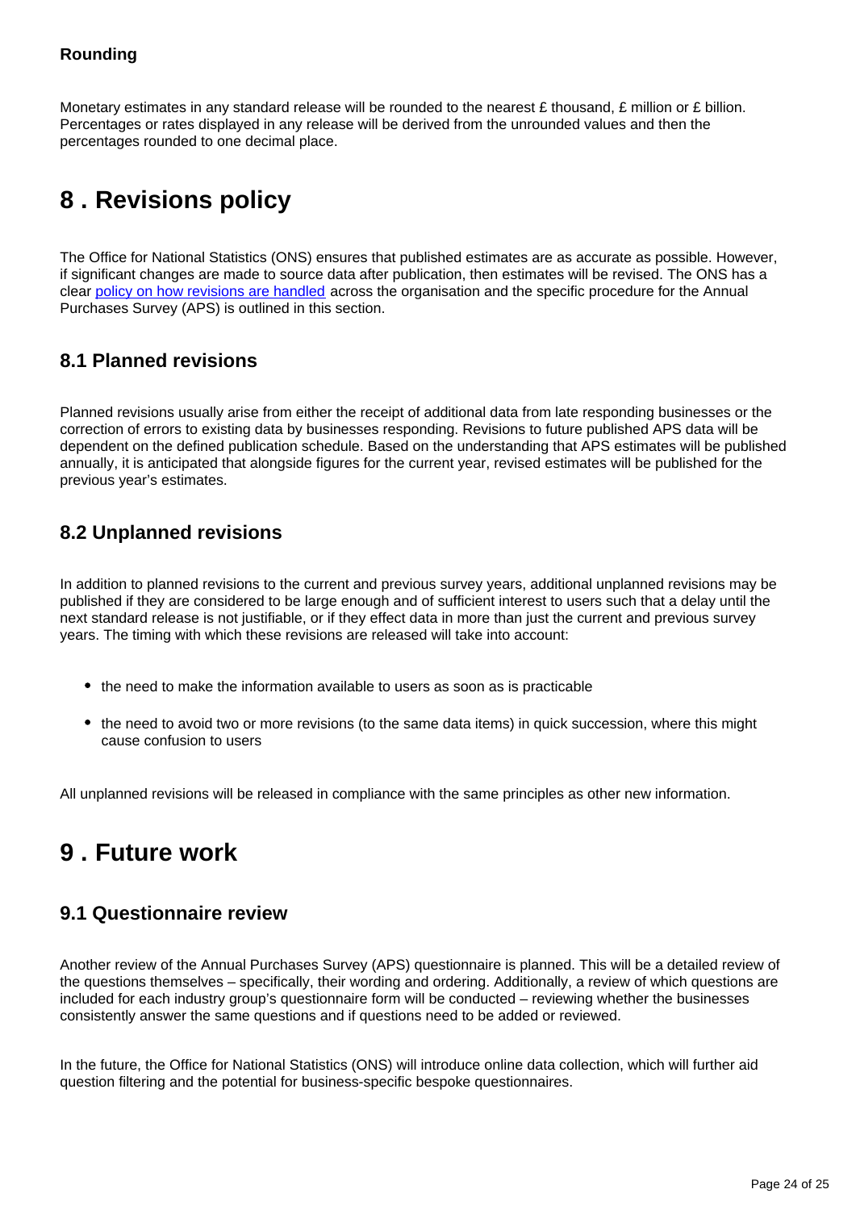#### Rounding

Monetary estimates in any standard release will be rounded to the nearest £ thousand, £ million or £ billion. Percentages or rates displayed in any release will be derived from the unrounded values and then the percentages rounded to one decimal place.

## 8 . Revisions policy

The Office for National Statistics (ONS) ensures that published estimates are as accurate as possible. However, if significant changes are made to source data after publication, then estimates will be revised. The ONS has a clear policy on how revisions are handled across the organisation and the specific procedure for the Annual Purchases Survey (APS) is outlined in this section.

### 8.1 Planned revisions

Planned revisions usually arise from either the receipt of additional data from late responding businesses or the correction of errors to existing data by businesses responding. Revisions to future published APS data will be dependent on the defined publication schedule. Based on the understanding that APS estimates will be published annually, it is anticipated that alongside figures for the current year, revised estimates will be published for the previous year's estimates.

### 8.2 Unplanned revisions

In addition to planned revisions to the current and previous survey years, additional unplanned revisions may be published if they are considered to be large enough and of sufficient interest to users such that a delay until the next standard release is not justifiable, or if they effect data in more than just the current and previous survey years. The timing with which these revisions are released will take into account:

- the need to make the information available to users as soon as is practicable
- the need to avoid two or more revisions (to the same data items) in quick succession, where this might cause confusion to users

All unplanned revisions will be released in compliance with the same principles as other new information.

## 9 . Future work

### 9.1 Questionnaire review

Another review of the Annual Purchases Survey (APS) questionnaire is planned. This will be a detailed review of the questions themselves – specifically, their wording and ordering. Additionally, a review of which questions are included for each industry group's questionnaire form will be conducted – reviewing whether the businesses consistently answer the same questions and if questions need to be added or reviewed.

In the future, the Office for National Statistics (ONS) will introduce online data collection, which will further aid question filtering and the potential for business-specific bespoke questionnaires.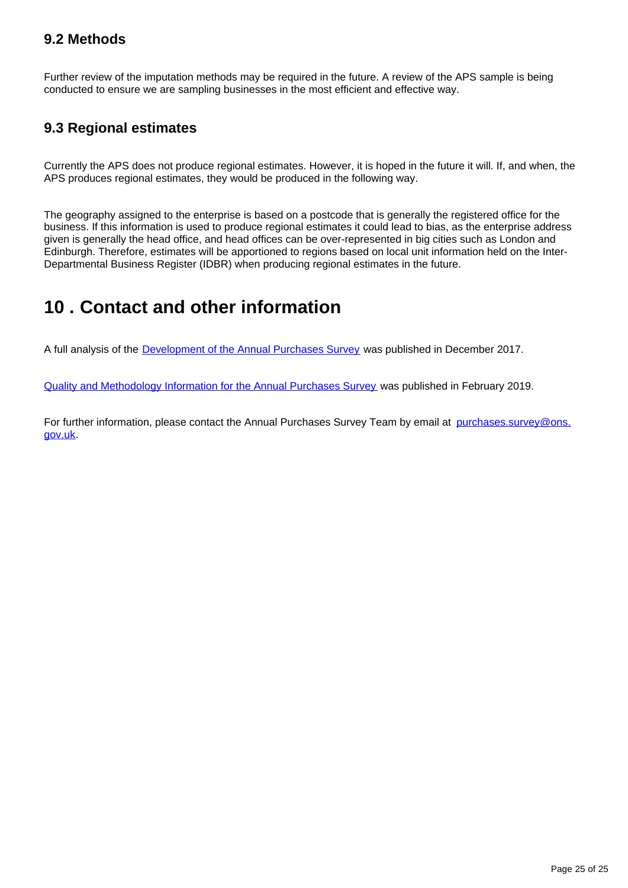### 9.2 Methods

Further review of the imputation methods may be required in the future. A review of the APS sample is being conducted to ensure we are sampling businesses in the most efficient and effective way.

### 9.3 Regional estimates

Currently the APS does not produce regional estimates. However, it is hoped in the future it will. If, and when, the APS produces regional estimates, they would be produced in the following way.

The geography assigned to the enterprise is based on a postcode that is generally the registered office for the business. If this information is used to produce regional estimates it could lead to bias, as the enterprise address given is generally the head office, and head offices can be over-represented in big cities such as London and Edinburgh. Therefore, estimates will be apportioned to regions based on local unit information held on the Inter-Departmental Business Register (IDBR) when producing regional estimates in the future.

## 10 . Contact and other information

A full analysis of the Development of the Annual Purchases Survey was published in December 2017.

Quality and Methodology Information for the Annual Purchases Survey was published in February 2019.

For further information, please contact the Annual Purchases Survey Team by email at purchases.survey@ons.gov.uk.